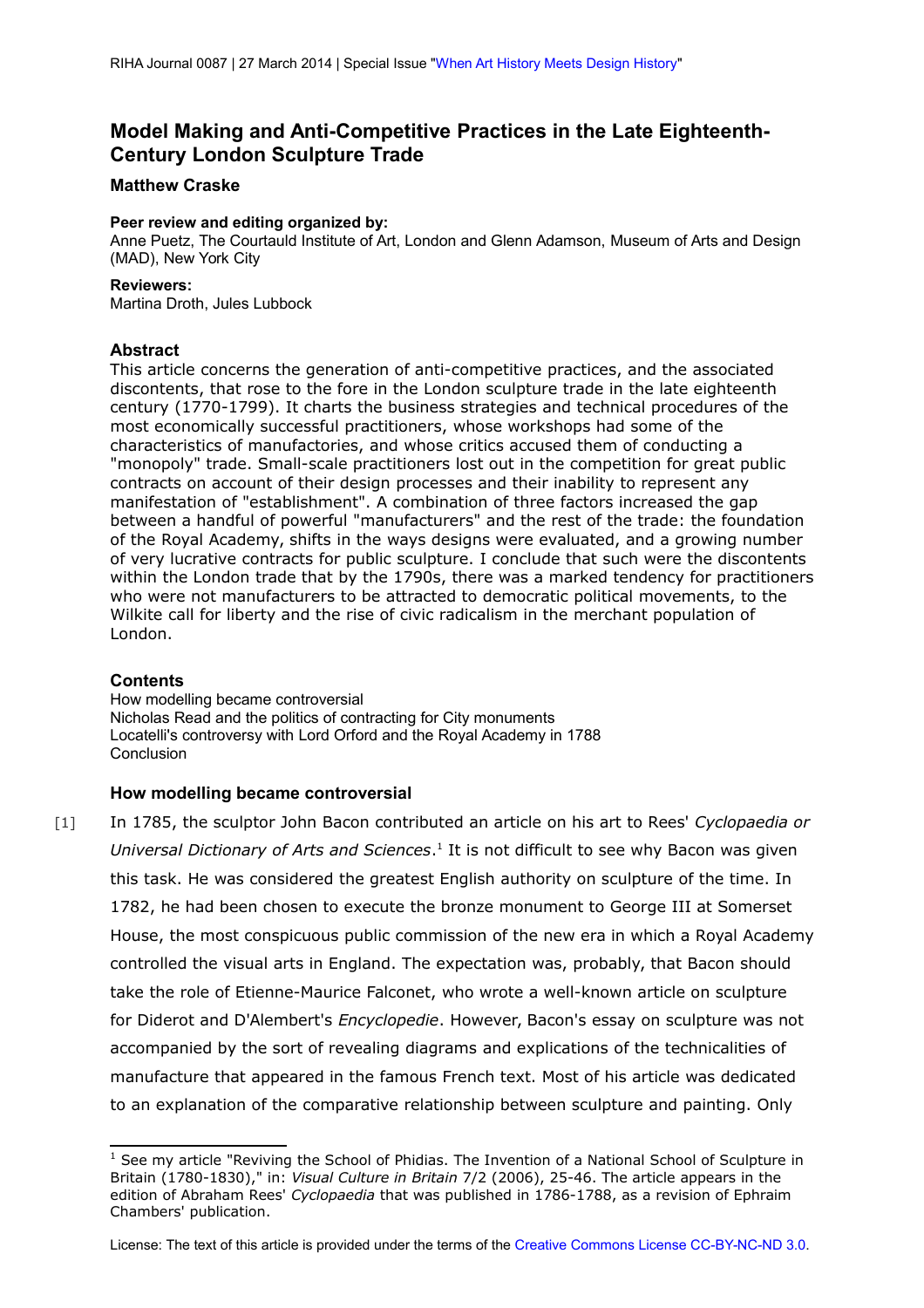RIHA Journal 0087 | 27 March 2014 | Special Issue "When Art History Meets Design History"

# Model Making and Anti-Competitive Practices in the Late Eighteenth-Century London Sculpture Trade

**Matthew Craske**

**Peer review and editing organized by:**
Anne Puetz, The Courtauld Institute of Art, London and Glenn Adamson, Museum of Arts and Design (MAD), New York City

**Reviewers:**
Martina Droth, Jules Lubbock

## Abstract

This article concerns the generation of anti-competitive practices, and the associated discontents, that rose to the fore in the London sculpture trade in the late eighteenth century (1770-1799). It charts the business strategies and technical procedures of the most economically successful practitioners, whose workshops had some of the characteristics of manufactories, and whose critics accused them of conducting a "monopoly" trade. Small-scale practitioners lost out in the competition for great public contracts on account of their design processes and their inability to represent any manifestation of "establishment". A combination of three factors increased the gap between a handful of powerful "manufacturers" and the rest of the trade: the foundation of the Royal Academy, shifts in the ways designs were evaluated, and a growing number of very lucrative contracts for public sculpture. I conclude that such were the discontents within the London trade that by the 1790s, there was a marked tendency for practitioners who were not manufacturers to be attracted to democratic political movements, to the Wilkite call for liberty and the rise of civic radicalism in the merchant population of London.

## Contents

How modelling became controversial
Nicholas Read and the politics of contracting for City monuments
Locatelli's controversy with Lord Orford and the Royal Academy in 1788
Conclusion

## How modelling became controversial

[1] In 1785, the sculptor John Bacon contributed an article on his art to Rees' *Cyclopaedia or Universal Dictionary of Arts and Sciences*.[1] It is not difficult to see why Bacon was given this task. He was considered the greatest English authority on sculpture of the time. In 1782, he had been chosen to execute the bronze monument to George III at Somerset House, the most conspicuous public commission of the new era in which a Royal Academy controlled the visual arts in England. The expectation was, probably, that Bacon should take the role of Etienne-Maurice Falconet, who wrote a well-known article on sculpture for Diderot and D'Alembert's *Encyclopedie*. However, Bacon's essay on sculpture was not accompanied by the sort of revealing diagrams and explications of the technicalities of manufacture that appeared in the famous French text. Most of his article was dedicated to an explanation of the comparative relationship between sculpture and painting. Only

[1] See my article "Reviving the School of Phidias. The Invention of a National School of Sculpture in Britain (1780-1830)," in: *Visual Culture in Britain* 7/2 (2006), 25-46. The article appears in the edition of Abraham Rees' *Cyclopaedia* that was published in 1786-1788, as a revision of Ephraim Chambers' publication.

License: The text of this article is provided under the terms of the Creative Commons License CC-BY-NC-ND 3.0.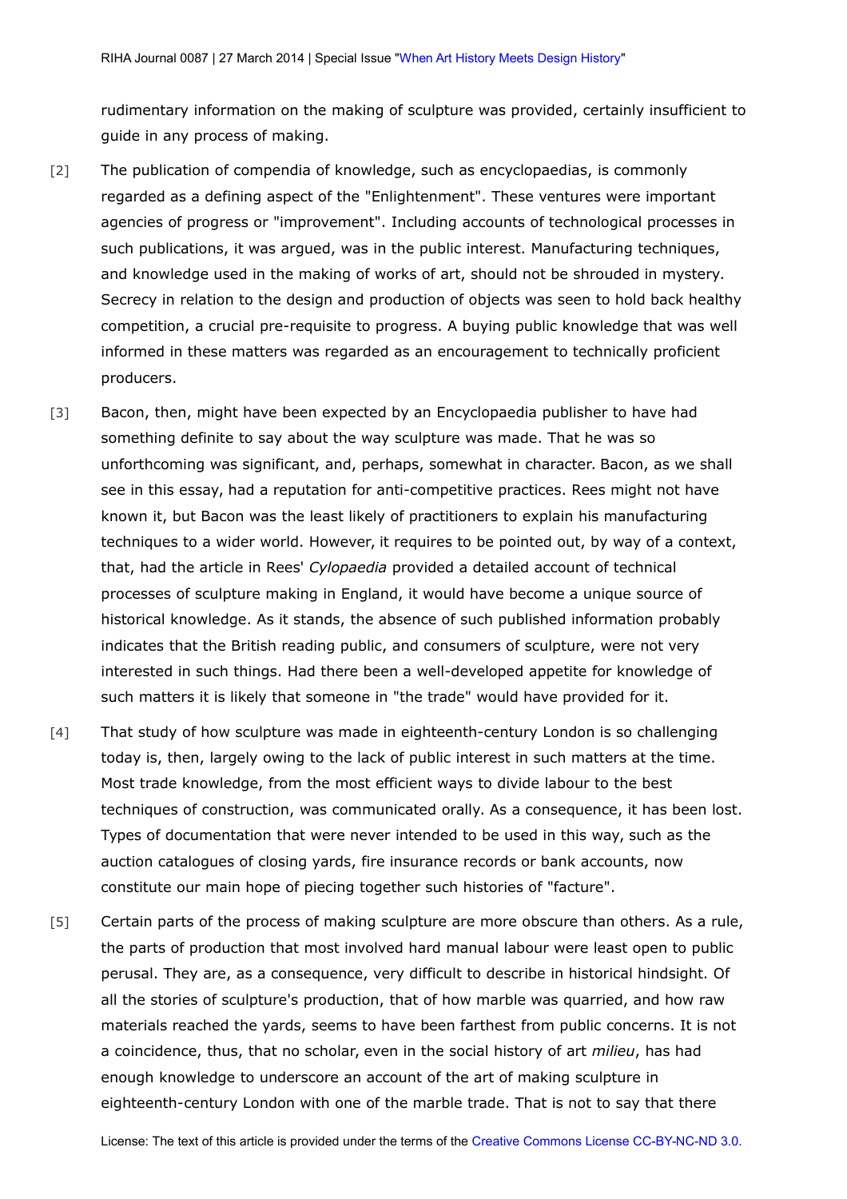rudimentary information on the making of sculpture was provided, certainly insufficient to guide in any process of making.

[2] The publication of compendia of knowledge, such as encyclopaedias, is commonly regarded as a defining aspect of the "Enlightenment". These ventures were important agencies of progress or "improvement". Including accounts of technological processes in such publications, it was argued, was in the public interest. Manufacturing techniques, and knowledge used in the making of works of art, should not be shrouded in mystery. Secrecy in relation to the design and production of objects was seen to hold back healthy competition, a crucial pre-requisite to progress. A buying public knowledge that was well informed in these matters was regarded as an encouragement to technically proficient producers.

[3] Bacon, then, might have been expected by an Encyclopaedia publisher to have had something definite to say about the way sculpture was made. That he was so unforthcoming was significant, and, perhaps, somewhat in character. Bacon, as we shall see in this essay, had a reputation for anti-competitive practices. Rees might not have known it, but Bacon was the least likely of practitioners to explain his manufacturing techniques to a wider world. However, it requires to be pointed out, by way of a context, that, had the article in Rees' *Cylopaedia* provided a detailed account of technical processes of sculpture making in England, it would have become a unique source of historical knowledge. As it stands, the absence of such published information probably indicates that the British reading public, and consumers of sculpture, were not very interested in such things. Had there been a well-developed appetite for knowledge of such matters it is likely that someone in "the trade" would have provided for it.

[4] That study of how sculpture was made in eighteenth-century London is so challenging today is, then, largely owing to the lack of public interest in such matters at the time. Most trade knowledge, from the most efficient ways to divide labour to the best techniques of construction, was communicated orally. As a consequence, it has been lost. Types of documentation that were never intended to be used in this way, such as the auction catalogues of closing yards, fire insurance records or bank accounts, now constitute our main hope of piecing together such histories of "facture".

[5] Certain parts of the process of making sculpture are more obscure than others. As a rule, the parts of production that most involved hard manual labour were least open to public perusal. They are, as a consequence, very difficult to describe in historical hindsight. Of all the stories of sculpture's production, that of how marble was quarried, and how raw materials reached the yards, seems to have been farthest from public concerns. It is not a coincidence, thus, that no scholar, even in the social history of art *milieu*, has had enough knowledge to underscore an account of the art of making sculpture in eighteenth-century London with one of the marble trade. That is not to say that there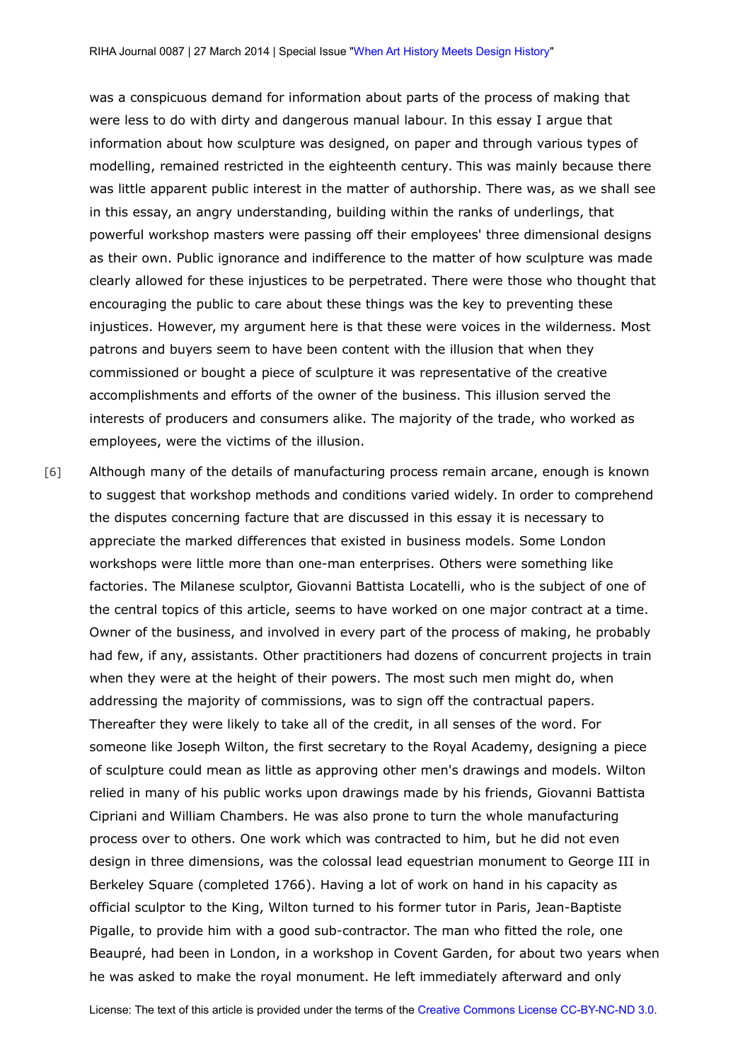was a conspicuous demand for information about parts of the process of making that were less to do with dirty and dangerous manual labour. In this essay I argue that information about how sculpture was designed, on paper and through various types of modelling, remained restricted in the eighteenth century. This was mainly because there was little apparent public interest in the matter of authorship. There was, as we shall see in this essay, an angry understanding, building within the ranks of underlings, that powerful workshop masters were passing off their employees' three dimensional designs as their own. Public ignorance and indifference to the matter of how sculpture was made clearly allowed for these injustices to be perpetrated. There were those who thought that encouraging the public to care about these things was the key to preventing these injustices. However, my argument here is that these were voices in the wilderness. Most patrons and buyers seem to have been content with the illusion that when they commissioned or bought a piece of sculpture it was representative of the creative accomplishments and efforts of the owner of the business. This illusion served the interests of producers and consumers alike. The majority of the trade, who worked as employees, were the victims of the illusion.

[6] Although many of the details of manufacturing process remain arcane, enough is known to suggest that workshop methods and conditions varied widely. In order to comprehend the disputes concerning facture that are discussed in this essay it is necessary to appreciate the marked differences that existed in business models. Some London workshops were little more than one-man enterprises. Others were something like factories. The Milanese sculptor, Giovanni Battista Locatelli, who is the subject of one of the central topics of this article, seems to have worked on one major contract at a time. Owner of the business, and involved in every part of the process of making, he probably had few, if any, assistants. Other practitioners had dozens of concurrent projects in train when they were at the height of their powers. The most such men might do, when addressing the majority of commissions, was to sign off the contractual papers. Thereafter they were likely to take all of the credit, in all senses of the word. For someone like Joseph Wilton, the first secretary to the Royal Academy, designing a piece of sculpture could mean as little as approving other men's drawings and models. Wilton relied in many of his public works upon drawings made by his friends, Giovanni Battista Cipriani and William Chambers. He was also prone to turn the whole manufacturing process over to others. One work which was contracted to him, but he did not even design in three dimensions, was the colossal lead equestrian monument to George III in Berkeley Square (completed 1766). Having a lot of work on hand in his capacity as official sculptor to the King, Wilton turned to his former tutor in Paris, Jean-Baptiste Pigalle, to provide him with a good sub-contractor. The man who fitted the role, one Beaupré, had been in London, in a workshop in Covent Garden, for about two years when he was asked to make the royal monument. He left immediately afterward and only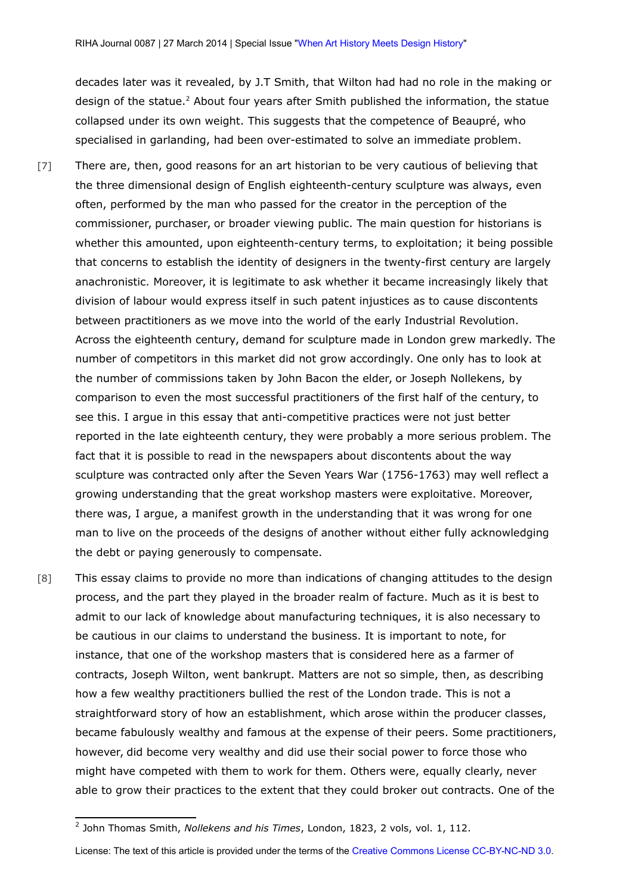decades later was it revealed, by J.T Smith, that Wilton had had no role in the making or design of the statue.[2] About four years after Smith published the information, the statue collapsed under its own weight. This suggests that the competence of Beaupré, who specialised in garlanding, had been over-estimated to solve an immediate problem.

[7] There are, then, good reasons for an art historian to be very cautious of believing that the three dimensional design of English eighteenth-century sculpture was always, even often, performed by the man who passed for the creator in the perception of the commissioner, purchaser, or broader viewing public. The main question for historians is whether this amounted, upon eighteenth-century terms, to exploitation; it being possible that concerns to establish the identity of designers in the twenty-first century are largely anachronistic. Moreover, it is legitimate to ask whether it became increasingly likely that division of labour would express itself in such patent injustices as to cause discontents between practitioners as we move into the world of the early Industrial Revolution. Across the eighteenth century, demand for sculpture made in London grew markedly. The number of competitors in this market did not grow accordingly. One only has to look at the number of commissions taken by John Bacon the elder, or Joseph Nollekens, by comparison to even the most successful practitioners of the first half of the century, to see this. I argue in this essay that anti-competitive practices were not just better reported in the late eighteenth century, they were probably a more serious problem. The fact that it is possible to read in the newspapers about discontents about the way sculpture was contracted only after the Seven Years War (1756-1763) may well reflect a growing understanding that the great workshop masters were exploitative. Moreover, there was, I argue, a manifest growth in the understanding that it was wrong for one man to live on the proceeds of the designs of another without either fully acknowledging the debt or paying generously to compensate.

[8] This essay claims to provide no more than indications of changing attitudes to the design process, and the part they played in the broader realm of facture. Much as it is best to admit to our lack of knowledge about manufacturing techniques, it is also necessary to be cautious in our claims to understand the business. It is important to note, for instance, that one of the workshop masters that is considered here as a farmer of contracts, Joseph Wilton, went bankrupt. Matters are not so simple, then, as describing how a few wealthy practitioners bullied the rest of the London trade. This is not a straightforward story of how an establishment, which arose within the producer classes, became fabulously wealthy and famous at the expense of their peers. Some practitioners, however, did become very wealthy and did use their social power to force those who might have competed with them to work for them. Others were, equally clearly, never able to grow their practices to the extent that they could broker out contracts. One of the

[2] John Thomas Smith, *Nollekens and his Times*, London, 1823, 2 vols, vol. 1, 112.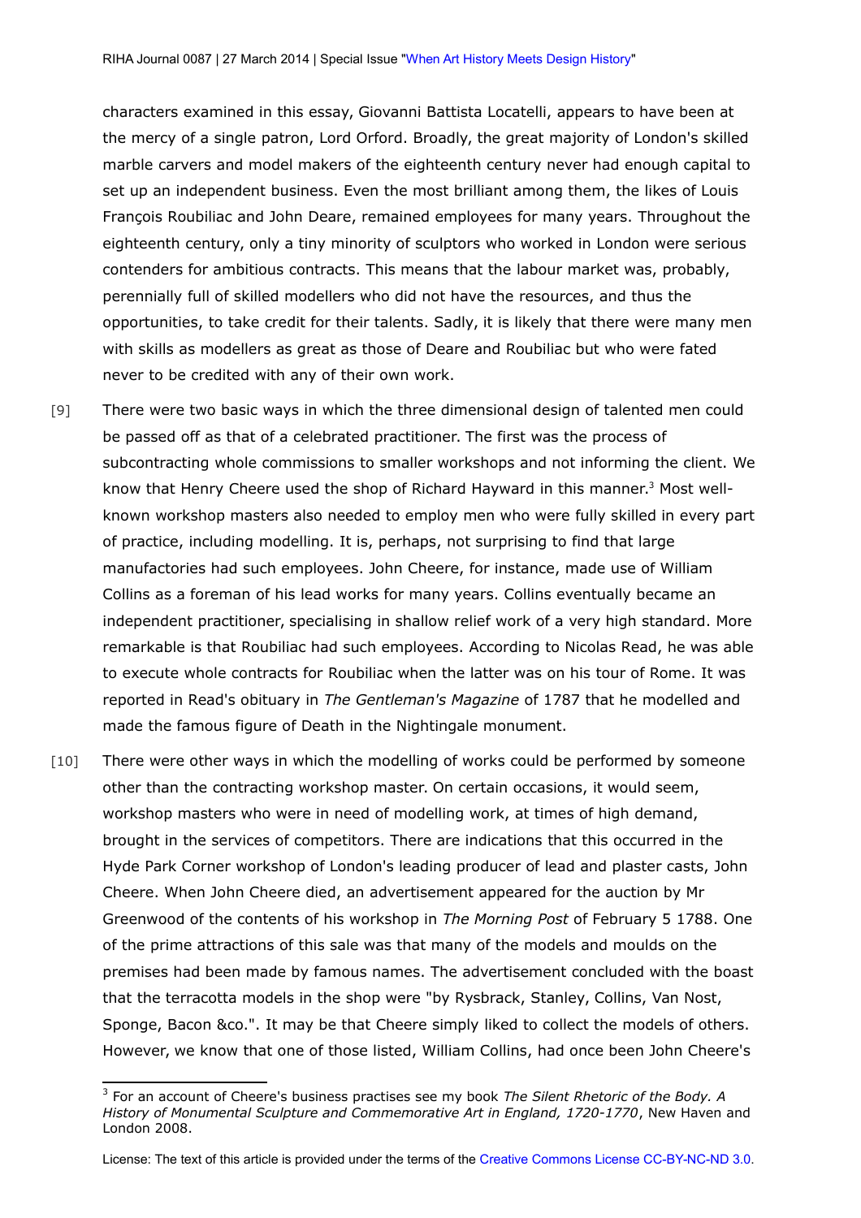characters examined in this essay, Giovanni Battista Locatelli, appears to have been at the mercy of a single patron, Lord Orford. Broadly, the great majority of London's skilled marble carvers and model makers of the eighteenth century never had enough capital to set up an independent business. Even the most brilliant among them, the likes of Louis François Roubiliac and John Deare, remained employees for many years. Throughout the eighteenth century, only a tiny minority of sculptors who worked in London were serious contenders for ambitious contracts. This means that the labour market was, probably, perennially full of skilled modellers who did not have the resources, and thus the opportunities, to take credit for their talents. Sadly, it is likely that there were many men with skills as modellers as great as those of Deare and Roubiliac but who were fated never to be credited with any of their own work.

[9] There were two basic ways in which the three dimensional design of talented men could be passed off as that of a celebrated practitioner. The first was the process of subcontracting whole commissions to smaller workshops and not informing the client. We know that Henry Cheere used the shop of Richard Hayward in this manner.[3] Most well-known workshop masters also needed to employ men who were fully skilled in every part of practice, including modelling. It is, perhaps, not surprising to find that large manufactories had such employees. John Cheere, for instance, made use of William Collins as a foreman of his lead works for many years. Collins eventually became an independent practitioner, specialising in shallow relief work of a very high standard. More remarkable is that Roubiliac had such employees. According to Nicolas Read, he was able to execute whole contracts for Roubiliac when the latter was on his tour of Rome. It was reported in Read's obituary in *The Gentleman's Magazine* of 1787 that he modelled and made the famous figure of Death in the Nightingale monument.

[10] There were other ways in which the modelling of works could be performed by someone other than the contracting workshop master. On certain occasions, it would seem, workshop masters who were in need of modelling work, at times of high demand, brought in the services of competitors. There are indications that this occurred in the Hyde Park Corner workshop of London's leading producer of lead and plaster casts, John Cheere. When John Cheere died, an advertisement appeared for the auction by Mr Greenwood of the contents of his workshop in *The Morning Post* of February 5 1788. One of the prime attractions of this sale was that many of the models and moulds on the premises had been made by famous names. The advertisement concluded with the boast that the terracotta models in the shop were "by Rysbrack, Stanley, Collins, Van Nost, Sponge, Bacon &co.". It may be that Cheere simply liked to collect the models of others. However, we know that one of those listed, William Collins, had once been John Cheere's

[3] For an account of Cheere's business practises see my book *The Silent Rhetoric of the Body. A History of Monumental Sculpture and Commemorative Art in England, 1720-1770*, New Haven and London 2008.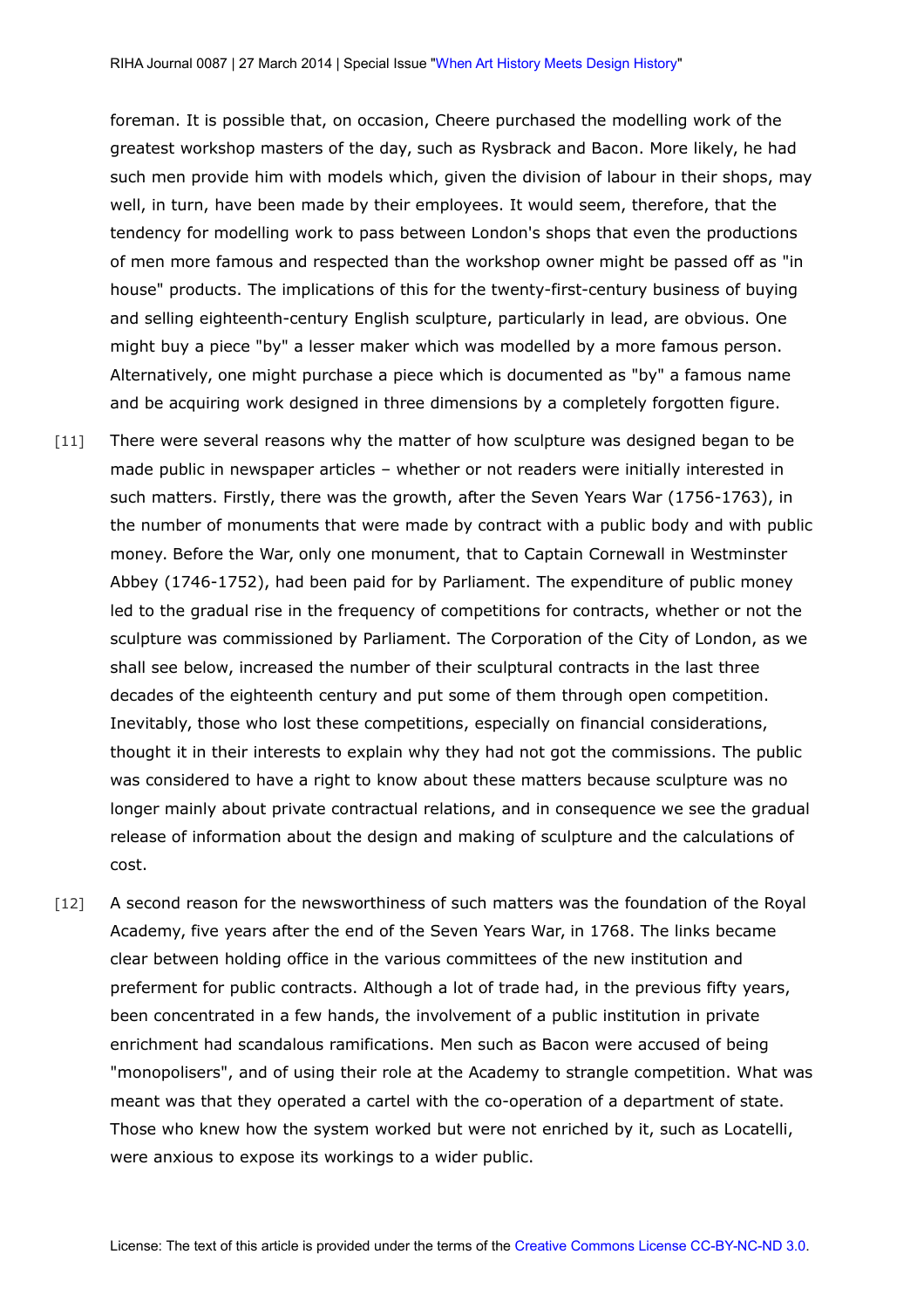foreman. It is possible that, on occasion, Cheere purchased the modelling work of the greatest workshop masters of the day, such as Rysbrack and Bacon. More likely, he had such men provide him with models which, given the division of labour in their shops, may well, in turn, have been made by their employees. It would seem, therefore, that the tendency for modelling work to pass between London's shops that even the productions of men more famous and respected than the workshop owner might be passed off as "in house" products. The implications of this for the twenty-first-century business of buying and selling eighteenth-century English sculpture, particularly in lead, are obvious. One might buy a piece "by" a lesser maker which was modelled by a more famous person. Alternatively, one might purchase a piece which is documented as "by" a famous name and be acquiring work designed in three dimensions by a completely forgotten figure.

[11] There were several reasons why the matter of how sculpture was designed began to be made public in newspaper articles – whether or not readers were initially interested in such matters. Firstly, there was the growth, after the Seven Years War (1756-1763), in the number of monuments that were made by contract with a public body and with public money. Before the War, only one monument, that to Captain Cornewall in Westminster Abbey (1746-1752), had been paid for by Parliament. The expenditure of public money led to the gradual rise in the frequency of competitions for contracts, whether or not the sculpture was commissioned by Parliament. The Corporation of the City of London, as we shall see below, increased the number of their sculptural contracts in the last three decades of the eighteenth century and put some of them through open competition. Inevitably, those who lost these competitions, especially on financial considerations, thought it in their interests to explain why they had not got the commissions. The public was considered to have a right to know about these matters because sculpture was no longer mainly about private contractual relations, and in consequence we see the gradual release of information about the design and making of sculpture and the calculations of cost.

[12] A second reason for the newsworthiness of such matters was the foundation of the Royal Academy, five years after the end of the Seven Years War, in 1768. The links became clear between holding office in the various committees of the new institution and preferment for public contracts. Although a lot of trade had, in the previous fifty years, been concentrated in a few hands, the involvement of a public institution in private enrichment had scandalous ramifications. Men such as Bacon were accused of being "monopolisers", and of using their role at the Academy to strangle competition. What was meant was that they operated a cartel with the co-operation of a department of state. Those who knew how the system worked but were not enriched by it, such as Locatelli, were anxious to expose its workings to a wider public.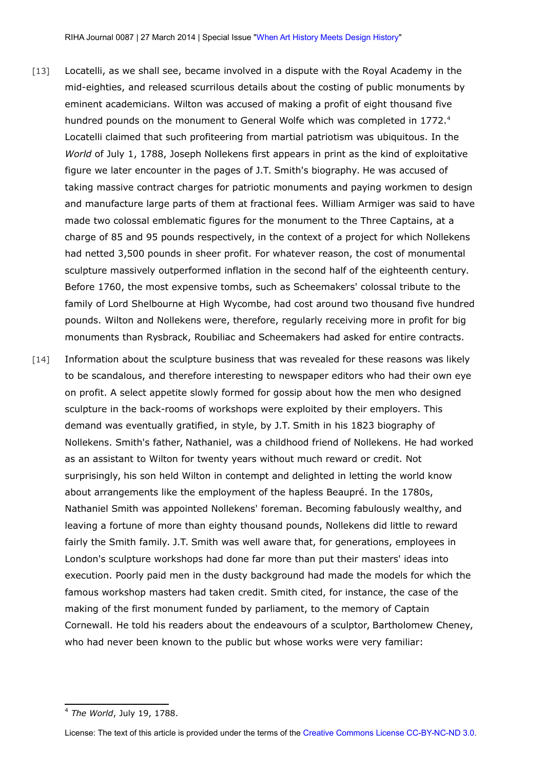[13] Locatelli, as we shall see, became involved in a dispute with the Royal Academy in the mid-eighties, and released scurrilous details about the costing of public monuments by eminent academicians. Wilton was accused of making a profit of eight thousand five hundred pounds on the monument to General Wolfe which was completed in 1772.[4] Locatelli claimed that such profiteering from martial patriotism was ubiquitous. In the *World* of July 1, 1788, Joseph Nollekens first appears in print as the kind of exploitative figure we later encounter in the pages of J.T. Smith's biography. He was accused of taking massive contract charges for patriotic monuments and paying workmen to design and manufacture large parts of them at fractional fees. William Armiger was said to have made two colossal emblematic figures for the monument to the Three Captains, at a charge of 85 and 95 pounds respectively, in the context of a project for which Nollekens had netted 3,500 pounds in sheer profit. For whatever reason, the cost of monumental sculpture massively outperformed inflation in the second half of the eighteenth century. Before 1760, the most expensive tombs, such as Scheemakers' colossal tribute to the family of Lord Shelbourne at High Wycombe, had cost around two thousand five hundred pounds. Wilton and Nollekens were, therefore, regularly receiving more in profit for big monuments than Rysbrack, Roubiliac and Scheemakers had asked for entire contracts.

[14] Information about the sculpture business that was revealed for these reasons was likely to be scandalous, and therefore interesting to newspaper editors who had their own eye on profit. A select appetite slowly formed for gossip about how the men who designed sculpture in the back-rooms of workshops were exploited by their employers. This demand was eventually gratified, in style, by J.T. Smith in his 1823 biography of Nollekens. Smith's father, Nathaniel, was a childhood friend of Nollekens. He had worked as an assistant to Wilton for twenty years without much reward or credit. Not surprisingly, his son held Wilton in contempt and delighted in letting the world know about arrangements like the employment of the hapless Beaupré. In the 1780s, Nathaniel Smith was appointed Nollekens' foreman. Becoming fabulously wealthy, and leaving a fortune of more than eighty thousand pounds, Nollekens did little to reward fairly the Smith family. J.T. Smith was well aware that, for generations, employees in London's sculpture workshops had done far more than put their masters' ideas into execution. Poorly paid men in the dusty background had made the models for which the famous workshop masters had taken credit. Smith cited, for instance, the case of the making of the first monument funded by parliament, to the memory of Captain Cornewall. He told his readers about the endeavours of a sculptor, Bartholomew Cheney, who had never been known to the public but whose works were very familiar:

---

[4] *The World*, July 19, 1788.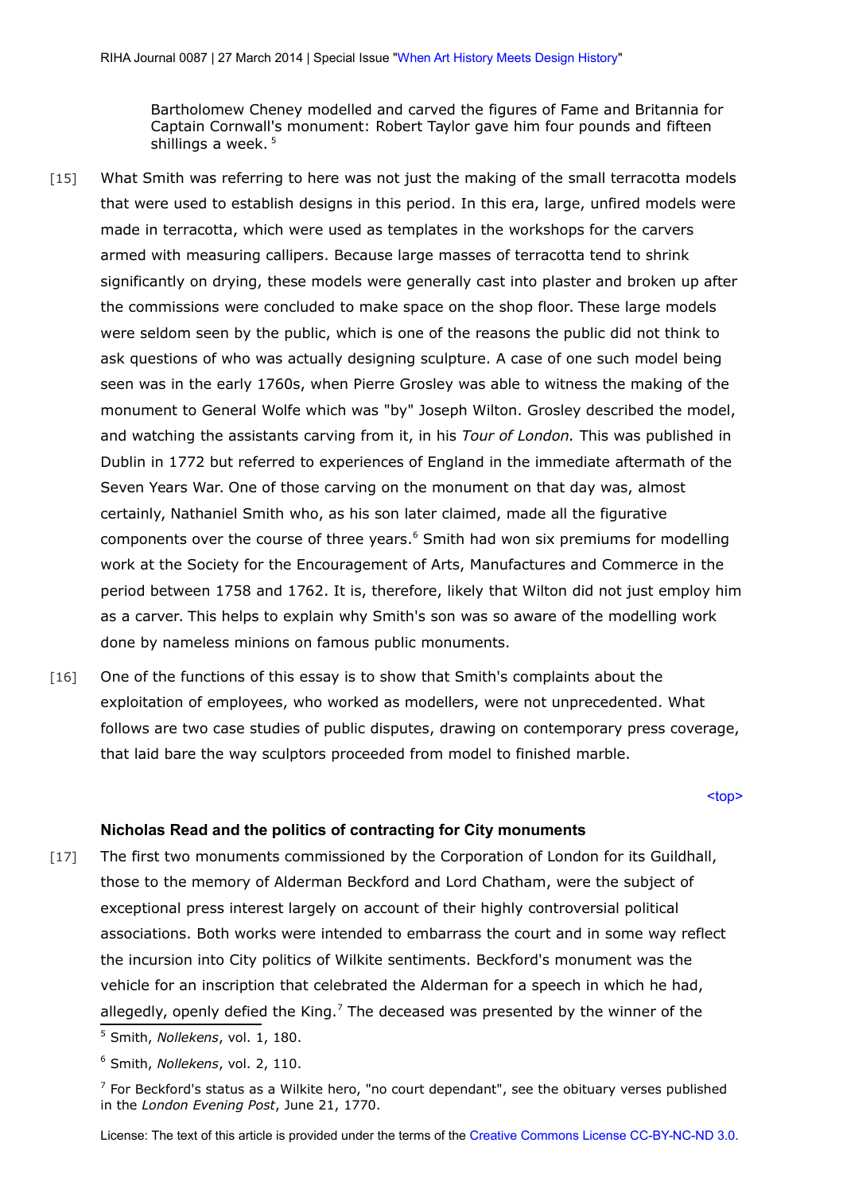> Bartholomew Cheney modelled and carved the figures of Fame and Britannia for Captain Cornwall's monument: Robert Taylor gave him four pounds and fifteen shillings a week. [5]

[15] What Smith was referring to here was not just the making of the small terracotta models that were used to establish designs in this period. In this era, large, unfired models were made in terracotta, which were used as templates in the workshops for the carvers armed with measuring callipers. Because large masses of terracotta tend to shrink significantly on drying, these models were generally cast into plaster and broken up after the commissions were concluded to make space on the shop floor. These large models were seldom seen by the public, which is one of the reasons the public did not think to ask questions of who was actually designing sculpture. A case of one such model being seen was in the early 1760s, when Pierre Grosley was able to witness the making of the monument to General Wolfe which was "by" Joseph Wilton. Grosley described the model, and watching the assistants carving from it, in his *Tour of London.* This was published in Dublin in 1772 but referred to experiences of England in the immediate aftermath of the Seven Years War. One of those carving on the monument on that day was, almost certainly, Nathaniel Smith who, as his son later claimed, made all the figurative components over the course of three years.[6] Smith had won six premiums for modelling work at the Society for the Encouragement of Arts, Manufactures and Commerce in the period between 1758 and 1762. It is, therefore, likely that Wilton did not just employ him as a carver. This helps to explain why Smith's son was so aware of the modelling work done by nameless minions on famous public monuments.

[16] One of the functions of this essay is to show that Smith's complaints about the exploitation of employees, who worked as modellers, were not unprecedented. What follows are two case studies of public disputes, drawing on contemporary press coverage, that laid bare the way sculptors proceeded from model to finished marble.

### Nicholas Read and the politics of contracting for City monuments

[17] The first two monuments commissioned by the Corporation of London for its Guildhall, those to the memory of Alderman Beckford and Lord Chatham, were the subject of exceptional press interest largely on account of their highly controversial political associations. Both works were intended to embarrass the court and in some way reflect the incursion into City politics of Wilkite sentiments. Beckford's monument was the vehicle for an inscription that celebrated the Alderman for a speech in which he had, allegedly, openly defied the King.[7] The deceased was presented by the winner of the

---

[5] Smith, *Nollekens*, vol. 1, 180.

[6] Smith, *Nollekens*, vol. 2, 110.

[7] For Beckford's status as a Wilkite hero, "no court dependant", see the obituary verses published in the *London Evening Post*, June 21, 1770.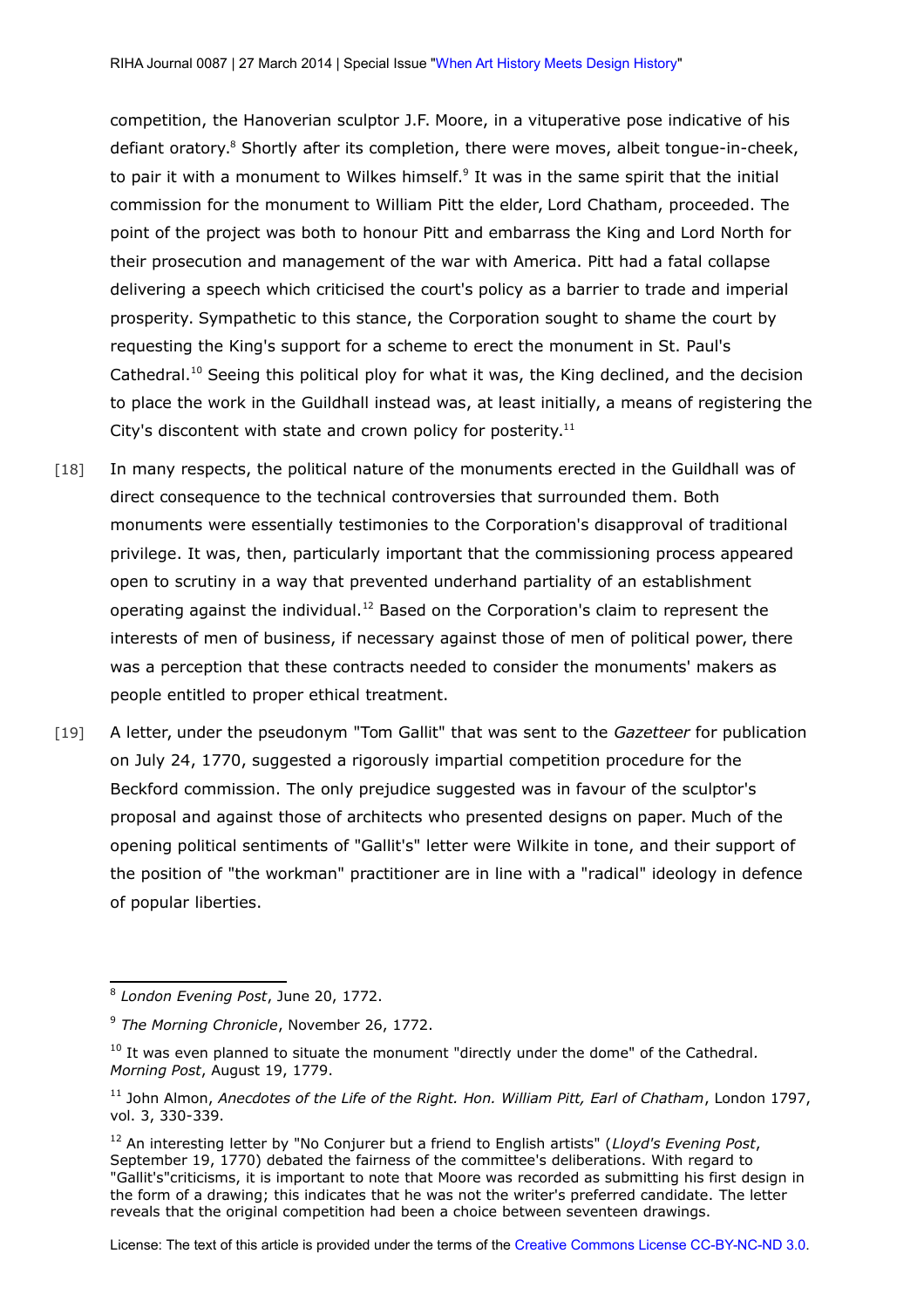competition, the Hanoverian sculptor J.F. Moore, in a vituperative pose indicative of his defiant oratory.[8] Shortly after its completion, there were moves, albeit tongue-in-cheek, to pair it with a monument to Wilkes himself.[9] It was in the same spirit that the initial commission for the monument to William Pitt the elder, Lord Chatham, proceeded. The point of the project was both to honour Pitt and embarrass the King and Lord North for their prosecution and management of the war with America. Pitt had a fatal collapse delivering a speech which criticised the court's policy as a barrier to trade and imperial prosperity. Sympathetic to this stance, the Corporation sought to shame the court by requesting the King's support for a scheme to erect the monument in St. Paul's Cathedral.[10] Seeing this political ploy for what it was, the King declined, and the decision to place the work in the Guildhall instead was, at least initially, a means of registering the City's discontent with state and crown policy for posterity.[11]

[18] In many respects, the political nature of the monuments erected in the Guildhall was of direct consequence to the technical controversies that surrounded them. Both monuments were essentially testimonies to the Corporation's disapproval of traditional privilege. It was, then, particularly important that the commissioning process appeared open to scrutiny in a way that prevented underhand partiality of an establishment operating against the individual.[12] Based on the Corporation's claim to represent the interests of men of business, if necessary against those of men of political power, there was a perception that these contracts needed to consider the monuments' makers as people entitled to proper ethical treatment.

[19] A letter, under the pseudonym "Tom Gallit" that was sent to the *Gazetteer* for publication on July 24, 1770, suggested a rigorously impartial competition procedure for the Beckford commission. The only prejudice suggested was in favour of the sculptor's proposal and against those of architects who presented designs on paper. Much of the opening political sentiments of "Gallit's" letter were Wilkite in tone, and their support of the position of "the workman" practitioner are in line with a "radical" ideology in defence of popular liberties.

---

[8] *London Evening Post*, June 20, 1772.

[9] *The Morning Chronicle*, November 26, 1772.

[10] It was even planned to situate the monument "directly under the dome" of the Cathedral. *Morning Post*, August 19, 1779.

[11] John Almon, *Anecdotes of the Life of the Right. Hon. William Pitt, Earl of Chatham*, London 1797, vol. 3, 330-339.

[12] An interesting letter by "No Conjurer but a friend to English artists" (*Lloyd's Evening Post*, September 19, 1770) debated the fairness of the committee's deliberations. With regard to "Gallit's"criticisms, it is important to note that Moore was recorded as submitting his first design in the form of a drawing; this indicates that he was not the writer's preferred candidate. The letter reveals that the original competition had been a choice between seventeen drawings.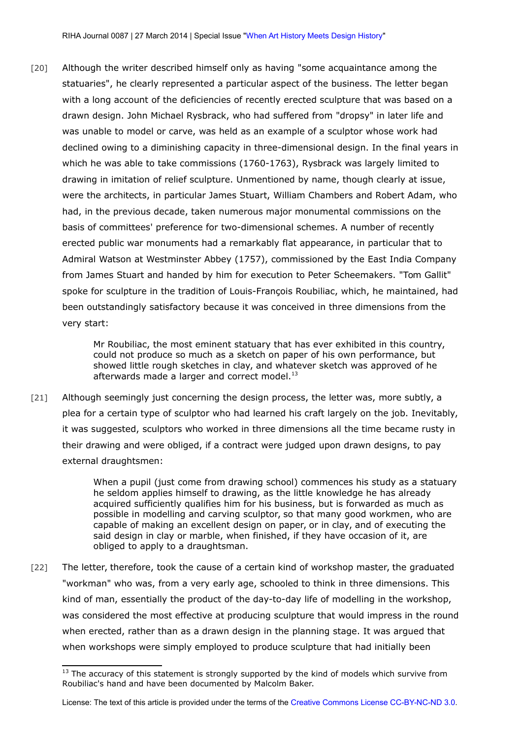[20] Although the writer described himself only as having "some acquaintance among the statuaries", he clearly represented a particular aspect of the business. The letter began with a long account of the deficiencies of recently erected sculpture that was based on a drawn design. John Michael Rysbrack, who had suffered from "dropsy" in later life and was unable to model or carve, was held as an example of a sculptor whose work had declined owing to a diminishing capacity in three-dimensional design. In the final years in which he was able to take commissions (1760-1763), Rysbrack was largely limited to drawing in imitation of relief sculpture. Unmentioned by name, though clearly at issue, were the architects, in particular James Stuart, William Chambers and Robert Adam, who had, in the previous decade, taken numerous major monumental commissions on the basis of committees' preference for two-dimensional schemes. A number of recently erected public war monuments had a remarkably flat appearance, in particular that to Admiral Watson at Westminster Abbey (1757), commissioned by the East India Company from James Stuart and handed by him for execution to Peter Scheemakers. "Tom Gallit" spoke for sculpture in the tradition of Louis-François Roubiliac, which, he maintained, had been outstandingly satisfactory because it was conceived in three dimensions from the very start:

> Mr Roubiliac, the most eminent statuary that has ever exhibited in this country, could not produce so much as a sketch on paper of his own performance, but showed little rough sketches in clay, and whatever sketch was approved of he afterwards made a larger and correct model.[13]

[21] Although seemingly just concerning the design process, the letter was, more subtly, a plea for a certain type of sculptor who had learned his craft largely on the job. Inevitably, it was suggested, sculptors who worked in three dimensions all the time became rusty in their drawing and were obliged, if a contract were judged upon drawn designs, to pay external draughtsmen:

> When a pupil (just come from drawing school) commences his study as a statuary he seldom applies himself to drawing, as the little knowledge he has already acquired sufficiently qualifies him for his business, but is forwarded as much as possible in modelling and carving sculptor, so that many good workmen, who are capable of making an excellent design on paper, or in clay, and of executing the said design in clay or marble, when finished, if they have occasion of it, are obliged to apply to a draughtsman.

[22] The letter, therefore, took the cause of a certain kind of workshop master, the graduated "workman" who was, from a very early age, schooled to think in three dimensions. This kind of man, essentially the product of the day-to-day life of modelling in the workshop, was considered the most effective at producing sculpture that would impress in the round when erected, rather than as a drawn design in the planning stage. It was argued that when workshops were simply employed to produce sculpture that had initially been

[13] The accuracy of this statement is strongly supported by the kind of models which survive from Roubiliac's hand and have been documented by Malcolm Baker.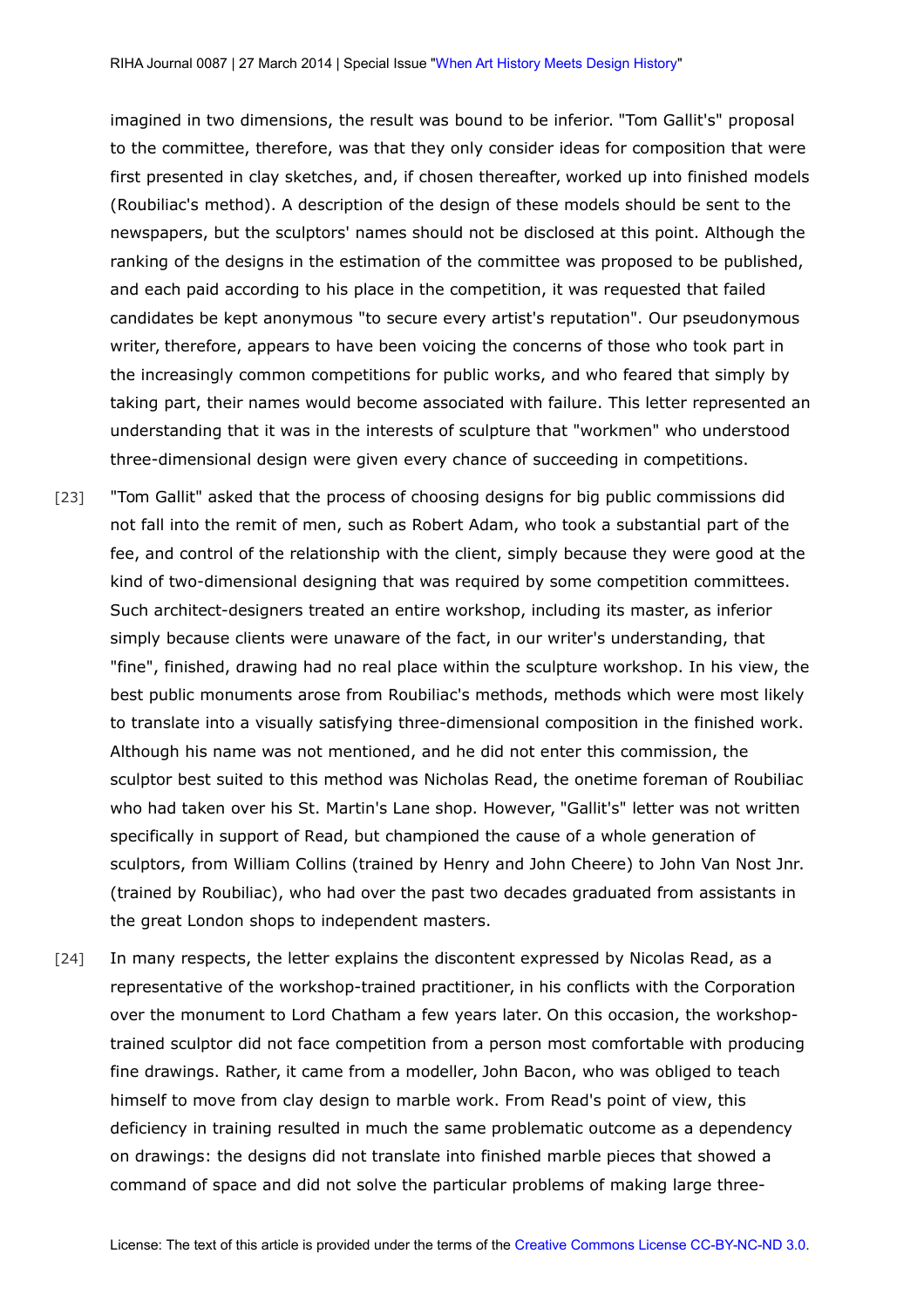imagined in two dimensions, the result was bound to be inferior. "Tom Gallit's" proposal to the committee, therefore, was that they only consider ideas for composition that were first presented in clay sketches, and, if chosen thereafter, worked up into finished models (Roubiliac's method). A description of the design of these models should be sent to the newspapers, but the sculptors' names should not be disclosed at this point. Although the ranking of the designs in the estimation of the committee was proposed to be published, and each paid according to his place in the competition, it was requested that failed candidates be kept anonymous "to secure every artist's reputation". Our pseudonymous writer, therefore, appears to have been voicing the concerns of those who took part in the increasingly common competitions for public works, and who feared that simply by taking part, their names would become associated with failure. This letter represented an understanding that it was in the interests of sculpture that "workmen" who understood three-dimensional design were given every chance of succeeding in competitions.

[23] "Tom Gallit" asked that the process of choosing designs for big public commissions did not fall into the remit of men, such as Robert Adam, who took a substantial part of the fee, and control of the relationship with the client, simply because they were good at the kind of two-dimensional designing that was required by some competition committees. Such architect-designers treated an entire workshop, including its master, as inferior simply because clients were unaware of the fact, in our writer's understanding, that "fine", finished, drawing had no real place within the sculpture workshop. In his view, the best public monuments arose from Roubiliac's methods, methods which were most likely to translate into a visually satisfying three-dimensional composition in the finished work. Although his name was not mentioned, and he did not enter this commission, the sculptor best suited to this method was Nicholas Read, the onetime foreman of Roubiliac who had taken over his St. Martin's Lane shop. However, "Gallit's" letter was not written specifically in support of Read, but championed the cause of a whole generation of sculptors, from William Collins (trained by Henry and John Cheere) to John Van Nost Jnr. (trained by Roubiliac), who had over the past two decades graduated from assistants in the great London shops to independent masters.

[24] In many respects, the letter explains the discontent expressed by Nicolas Read, as a representative of the workshop-trained practitioner, in his conflicts with the Corporation over the monument to Lord Chatham a few years later. On this occasion, the workshop-trained sculptor did not face competition from a person most comfortable with producing fine drawings. Rather, it came from a modeller, John Bacon, who was obliged to teach himself to move from clay design to marble work. From Read's point of view, this deficiency in training resulted in much the same problematic outcome as a dependency on drawings: the designs did not translate into finished marble pieces that showed a command of space and did not solve the particular problems of making large three-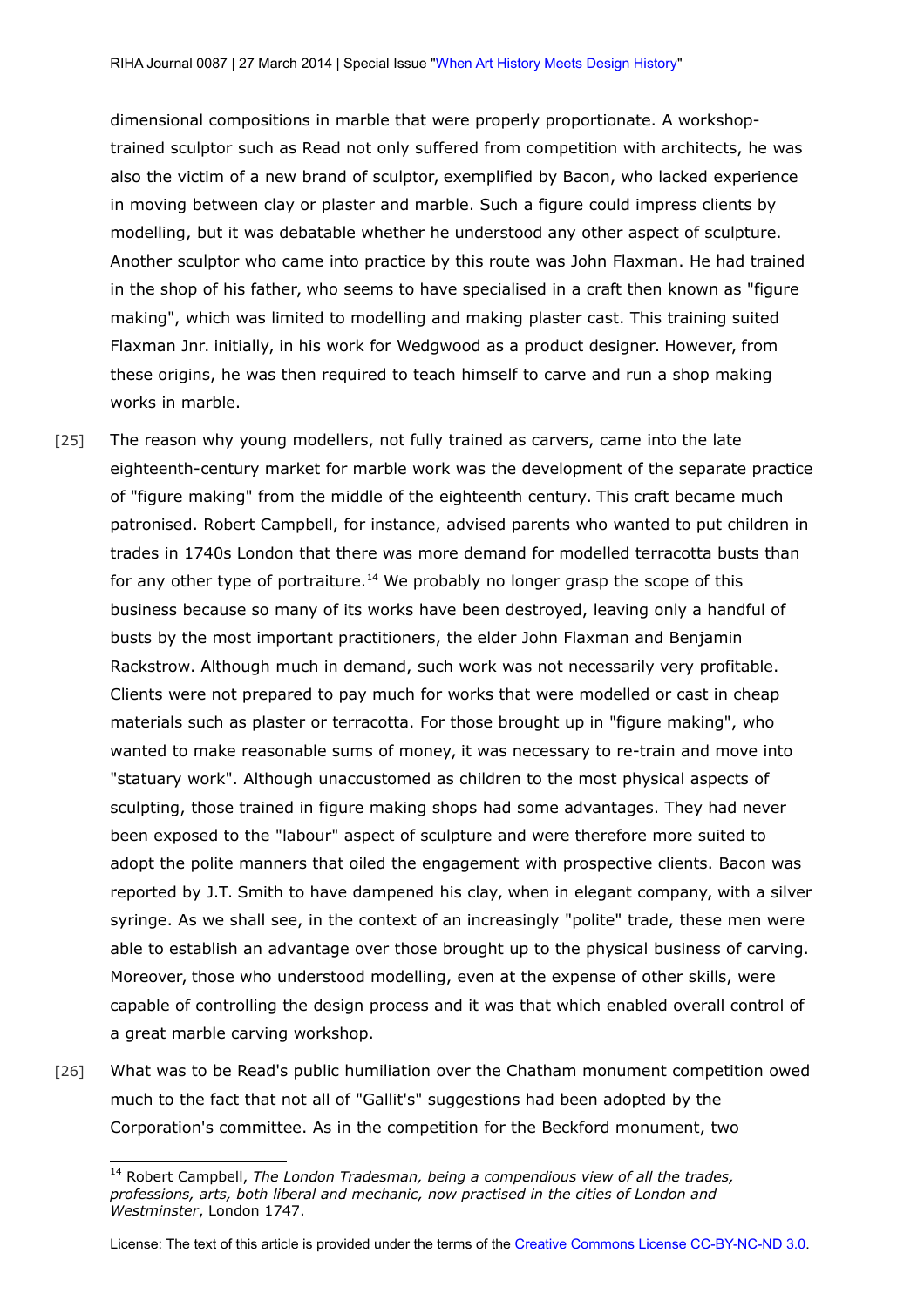dimensional compositions in marble that were properly proportionate. A workshop-trained sculptor such as Read not only suffered from competition with architects, he was also the victim of a new brand of sculptor, exemplified by Bacon, who lacked experience in moving between clay or plaster and marble. Such a figure could impress clients by modelling, but it was debatable whether he understood any other aspect of sculpture. Another sculptor who came into practice by this route was John Flaxman. He had trained in the shop of his father, who seems to have specialised in a craft then known as "figure making", which was limited to modelling and making plaster cast. This training suited Flaxman Jnr. initially, in his work for Wedgwood as a product designer. However, from these origins, he was then required to teach himself to carve and run a shop making works in marble.

[25] The reason why young modellers, not fully trained as carvers, came into the late eighteenth-century market for marble work was the development of the separate practice of "figure making" from the middle of the eighteenth century. This craft became much patronised. Robert Campbell, for instance, advised parents who wanted to put children in trades in 1740s London that there was more demand for modelled terracotta busts than for any other type of portraiture.[14] We probably no longer grasp the scope of this business because so many of its works have been destroyed, leaving only a handful of busts by the most important practitioners, the elder John Flaxman and Benjamin Rackstrow. Although much in demand, such work was not necessarily very profitable. Clients were not prepared to pay much for works that were modelled or cast in cheap materials such as plaster or terracotta. For those brought up in "figure making", who wanted to make reasonable sums of money, it was necessary to re-train and move into "statuary work". Although unaccustomed as children to the most physical aspects of sculpting, those trained in figure making shops had some advantages. They had never been exposed to the "labour" aspect of sculpture and were therefore more suited to adopt the polite manners that oiled the engagement with prospective clients. Bacon was reported by J.T. Smith to have dampened his clay, when in elegant company, with a silver syringe. As we shall see, in the context of an increasingly "polite" trade, these men were able to establish an advantage over those brought up to the physical business of carving. Moreover, those who understood modelling, even at the expense of other skills, were capable of controlling the design process and it was that which enabled overall control of a great marble carving workshop.

[26] What was to be Read's public humiliation over the Chatham monument competition owed much to the fact that not all of "Gallit's" suggestions had been adopted by the Corporation's committee. As in the competition for the Beckford monument, two

---

[14] Robert Campbell, *The London Tradesman, being a compendious view of all the trades, professions, arts, both liberal and mechanic, now practised in the cities of London and Westminster*, London 1747.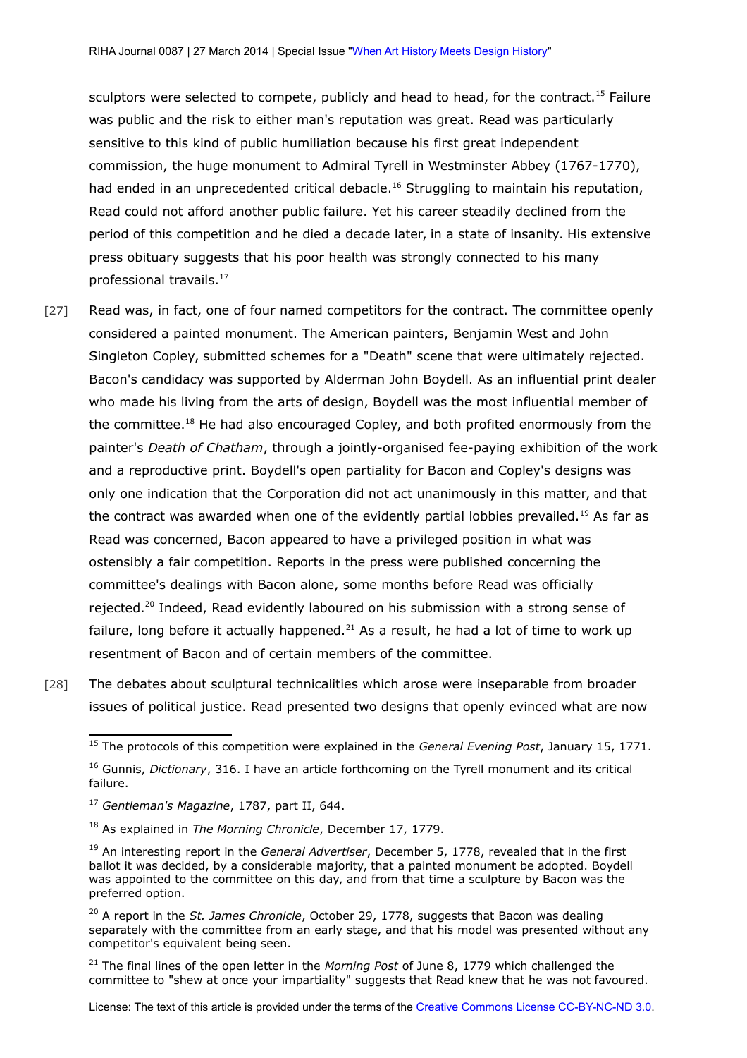sculptors were selected to compete, publicly and head to head, for the contract.[15] Failure was public and the risk to either man's reputation was great. Read was particularly sensitive to this kind of public humiliation because his first great independent commission, the huge monument to Admiral Tyrell in Westminster Abbey (1767-1770), had ended in an unprecedented critical debacle.[16] Struggling to maintain his reputation, Read could not afford another public failure. Yet his career steadily declined from the period of this competition and he died a decade later, in a state of insanity. His extensive press obituary suggests that his poor health was strongly connected to his many professional travails.[17]

[27] Read was, in fact, one of four named competitors for the contract. The committee openly considered a painted monument. The American painters, Benjamin West and John Singleton Copley, submitted schemes for a "Death" scene that were ultimately rejected. Bacon's candidacy was supported by Alderman John Boydell. As an influential print dealer who made his living from the arts of design, Boydell was the most influential member of the committee.[18] He had also encouraged Copley, and both profited enormously from the painter's *Death of Chatham*, through a jointly-organised fee-paying exhibition of the work and a reproductive print. Boydell's open partiality for Bacon and Copley's designs was only one indication that the Corporation did not act unanimously in this matter, and that the contract was awarded when one of the evidently partial lobbies prevailed.[19] As far as Read was concerned, Bacon appeared to have a privileged position in what was ostensibly a fair competition. Reports in the press were published concerning the committee's dealings with Bacon alone, some months before Read was officially rejected.[20] Indeed, Read evidently laboured on his submission with a strong sense of failure, long before it actually happened.[21] As a result, he had a lot of time to work up resentment of Bacon and of certain members of the committee.

[28] The debates about sculptural technicalities which arose were inseparable from broader issues of political justice. Read presented two designs that openly evinced what are now

---

[15] The protocols of this competition were explained in the *General Evening Post*, January 15, 1771.

[16] Gunnis, *Dictionary*, 316. I have an article forthcoming on the Tyrell monument and its critical failure.

[17] *Gentleman's Magazine*, 1787, part II, 644.

[18] As explained in *The Morning Chronicle*, December 17, 1779.

[19] An interesting report in the *General Advertiser*, December 5, 1778, revealed that in the first ballot it was decided, by a considerable majority, that a painted monument be adopted. Boydell was appointed to the committee on this day, and from that time a sculpture by Bacon was the preferred option.

[20] A report in the *St. James Chronicle*, October 29, 1778, suggests that Bacon was dealing separately with the committee from an early stage, and that his model was presented without any competitor's equivalent being seen.

[21] The final lines of the open letter in the *Morning Post* of June 8, 1779 which challenged the committee to "shew at once your impartiality" suggests that Read knew that he was not favoured.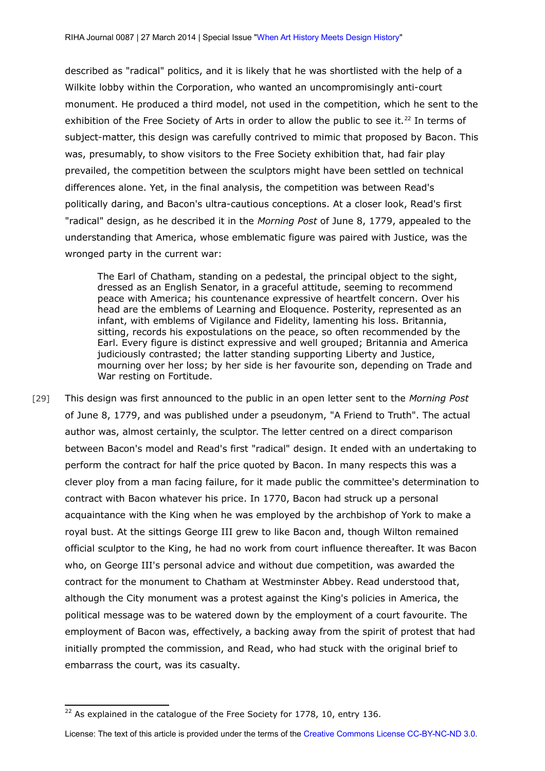described as "radical" politics, and it is likely that he was shortlisted with the help of a Wilkite lobby within the Corporation, who wanted an uncompromisingly anti-court monument. He produced a third model, not used in the competition, which he sent to the exhibition of the Free Society of Arts in order to allow the public to see it.[22] In terms of subject-matter, this design was carefully contrived to mimic that proposed by Bacon. This was, presumably, to show visitors to the Free Society exhibition that, had fair play prevailed, the competition between the sculptors might have been settled on technical differences alone. Yet, in the final analysis, the competition was between Read's politically daring, and Bacon's ultra-cautious conceptions. At a closer look, Read's first "radical" design, as he described it in the *Morning Post* of June 8, 1779, appealed to the understanding that America, whose emblematic figure was paired with Justice, was the wronged party in the current war:

> The Earl of Chatham, standing on a pedestal, the principal object to the sight, dressed as an English Senator, in a graceful attitude, seeming to recommend peace with America; his countenance expressive of heartfelt concern. Over his head are the emblems of Learning and Eloquence. Posterity, represented as an infant, with emblems of Vigilance and Fidelity, lamenting his loss. Britannia, sitting, records his expostulations on the peace, so often recommended by the Earl. Every figure is distinct expressive and well grouped; Britannia and America judiciously contrasted; the latter standing supporting Liberty and Justice, mourning over her loss; by her side is her favourite son, depending on Trade and War resting on Fortitude.

[29] This design was first announced to the public in an open letter sent to the *Morning Post* of June 8, 1779, and was published under a pseudonym, "A Friend to Truth". The actual author was, almost certainly, the sculptor. The letter centred on a direct comparison between Bacon's model and Read's first "radical" design. It ended with an undertaking to perform the contract for half the price quoted by Bacon. In many respects this was a clever ploy from a man facing failure, for it made public the committee's determination to contract with Bacon whatever his price. In 1770, Bacon had struck up a personal acquaintance with the King when he was employed by the archbishop of York to make a royal bust. At the sittings George III grew to like Bacon and, though Wilton remained official sculptor to the King, he had no work from court influence thereafter. It was Bacon who, on George III's personal advice and without due competition, was awarded the contract for the monument to Chatham at Westminster Abbey. Read understood that, although the City monument was a protest against the King's policies in America, the political message was to be watered down by the employment of a court favourite. The employment of Bacon was, effectively, a backing away from the spirit of protest that had initially prompted the commission, and Read, who had stuck with the original brief to embarrass the court, was its casualty.

---

[22] As explained in the catalogue of the Free Society for 1778, 10, entry 136.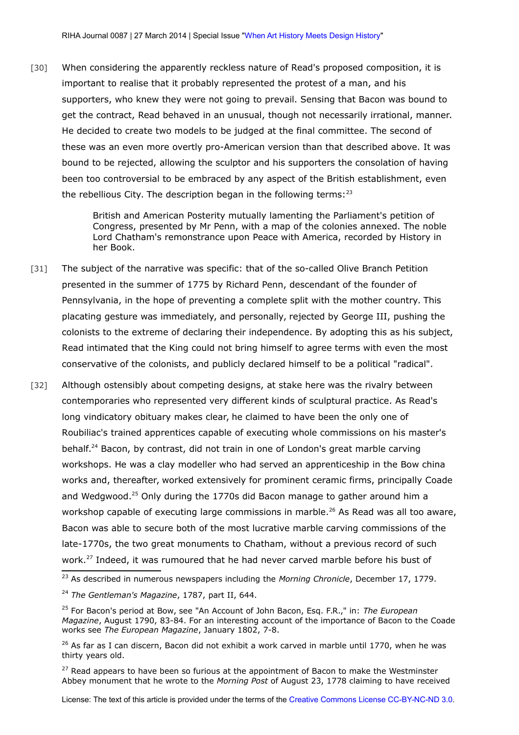[30] When considering the apparently reckless nature of Read's proposed composition, it is important to realise that it probably represented the protest of a man, and his supporters, who knew they were not going to prevail. Sensing that Bacon was bound to get the contract, Read behaved in an unusual, though not necessarily irrational, manner. He decided to create two models to be judged at the final committee. The second of these was an even more overtly pro-American version than that described above. It was bound to be rejected, allowing the sculptor and his supporters the consolation of having been too controversial to be embraced by any aspect of the British establishment, even the rebellious City. The description began in the following terms:[23]

> British and American Posterity mutually lamenting the Parliament's petition of Congress, presented by Mr Penn, with a map of the colonies annexed. The noble Lord Chatham's remonstrance upon Peace with America, recorded by History in her Book.

[31] The subject of the narrative was specific: that of the so-called Olive Branch Petition presented in the summer of 1775 by Richard Penn, descendant of the founder of Pennsylvania, in the hope of preventing a complete split with the mother country. This placating gesture was immediately, and personally, rejected by George III, pushing the colonists to the extreme of declaring their independence. By adopting this as his subject, Read intimated that the King could not bring himself to agree terms with even the most conservative of the colonists, and publicly declared himself to be a political "radical".

[32] Although ostensibly about competing designs, at stake here was the rivalry between contemporaries who represented very different kinds of sculptural practice. As Read's long vindicatory obituary makes clear, he claimed to have been the only one of Roubiliac's trained apprentices capable of executing whole commissions on his master's behalf.[24] Bacon, by contrast, did not train in one of London's great marble carving workshops. He was a clay modeller who had served an apprenticeship in the Bow china works and, thereafter, worked extensively for prominent ceramic firms, principally Coade and Wedgwood.[25] Only during the 1770s did Bacon manage to gather around him a workshop capable of executing large commissions in marble.[26] As Read was all too aware, Bacon was able to secure both of the most lucrative marble carving commissions of the late-1770s, the two great monuments to Chatham, without a previous record of such work.[27] Indeed, it was rumoured that he had never carved marble before his bust of

---

[23] As described in numerous newspapers including the *Morning Chronicle*, December 17, 1779.

[24] *The Gentleman's Magazine*, 1787, part II, 644.

[25] For Bacon's period at Bow, see "An Account of John Bacon, Esq. F.R.," in: *The European Magazine*, August 1790, 83-84. For an interesting account of the importance of Bacon to the Coade works see *The European Magazine*, January 1802, 7-8.

[26] As far as I can discern, Bacon did not exhibit a work carved in marble until 1770, when he was thirty years old.

[27] Read appears to have been so furious at the appointment of Bacon to make the Westminster Abbey monument that he wrote to the *Morning Post* of August 23, 1778 claiming to have received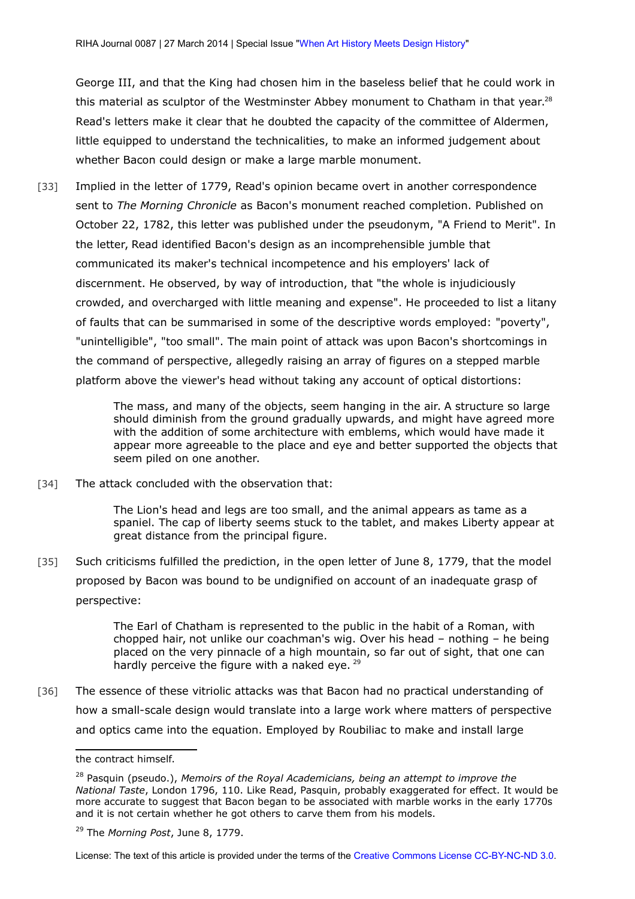George III, and that the King had chosen him in the baseless belief that he could work in this material as sculptor of the Westminster Abbey monument to Chatham in that year.[28] Read's letters make it clear that he doubted the capacity of the committee of Aldermen, little equipped to understand the technicalities, to make an informed judgement about whether Bacon could design or make a large marble monument.

[33] Implied in the letter of 1779, Read's opinion became overt in another correspondence sent to *The Morning Chronicle* as Bacon's monument reached completion. Published on October 22, 1782, this letter was published under the pseudonym, "A Friend to Merit". In the letter, Read identified Bacon's design as an incomprehensible jumble that communicated its maker's technical incompetence and his employers' lack of discernment. He observed, by way of introduction, that "the whole is injudiciously crowded, and overcharged with little meaning and expense". He proceeded to list a litany of faults that can be summarised in some of the descriptive words employed: "poverty", "unintelligible", "too small". The main point of attack was upon Bacon's shortcomings in the command of perspective, allegedly raising an array of figures on a stepped marble platform above the viewer's head without taking any account of optical distortions:

> The mass, and many of the objects, seem hanging in the air. A structure so large should diminish from the ground gradually upwards, and might have agreed more with the addition of some architecture with emblems, which would have made it appear more agreeable to the place and eye and better supported the objects that seem piled on one another.

[34] The attack concluded with the observation that:

> The Lion's head and legs are too small, and the animal appears as tame as a spaniel. The cap of liberty seems stuck to the tablet, and makes Liberty appear at great distance from the principal figure.

[35] Such criticisms fulfilled the prediction, in the open letter of June 8, 1779, that the model proposed by Bacon was bound to be undignified on account of an inadequate grasp of perspective:

> The Earl of Chatham is represented to the public in the habit of a Roman, with chopped hair, not unlike our coachman's wig. Over his head – nothing – he being placed on the very pinnacle of a high mountain, so far out of sight, that one can hardly perceive the figure with a naked eye. [29]

[36] The essence of these vitriolic attacks was that Bacon had no practical understanding of how a small-scale design would translate into a large work where matters of perspective and optics came into the equation. Employed by Roubiliac to make and install large

---

the contract himself.

[28] Pasquin (pseudo.), *Memoirs of the Royal Academicians, being an attempt to improve the National Taste*, London 1796, 110. Like Read, Pasquin, probably exaggerated for effect. It would be more accurate to suggest that Bacon began to be associated with marble works in the early 1770s and it is not certain whether he got others to carve them from his models.

[29] The *Morning Post*, June 8, 1779.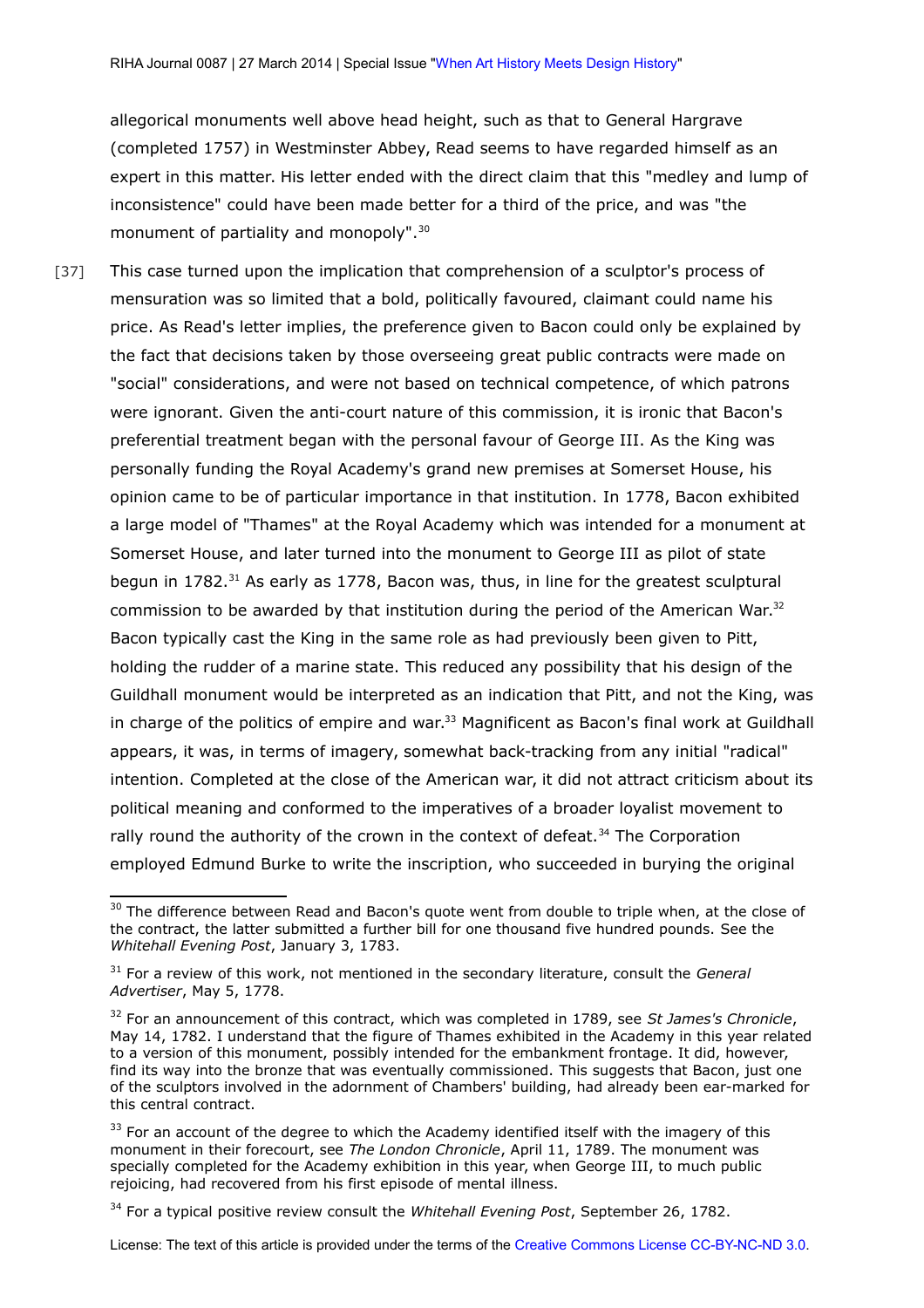allegorical monuments well above head height, such as that to General Hargrave (completed 1757) in Westminster Abbey, Read seems to have regarded himself as an expert in this matter. His letter ended with the direct claim that this "medley and lump of inconsistence" could have been made better for a third of the price, and was "the monument of partiality and monopoly".[30]

[37] This case turned upon the implication that comprehension of a sculptor's process of mensuration was so limited that a bold, politically favoured, claimant could name his price. As Read's letter implies, the preference given to Bacon could only be explained by the fact that decisions taken by those overseeing great public contracts were made on "social" considerations, and were not based on technical competence, of which patrons were ignorant. Given the anti-court nature of this commission, it is ironic that Bacon's preferential treatment began with the personal favour of George III. As the King was personally funding the Royal Academy's grand new premises at Somerset House, his opinion came to be of particular importance in that institution. In 1778, Bacon exhibited a large model of "Thames" at the Royal Academy which was intended for a monument at Somerset House, and later turned into the monument to George III as pilot of state begun in 1782.[31] As early as 1778, Bacon was, thus, in line for the greatest sculptural commission to be awarded by that institution during the period of the American War.[32] Bacon typically cast the King in the same role as had previously been given to Pitt, holding the rudder of a marine state. This reduced any possibility that his design of the Guildhall monument would be interpreted as an indication that Pitt, and not the King, was in charge of the politics of empire and war.[33] Magnificent as Bacon's final work at Guildhall appears, it was, in terms of imagery, somewhat back-tracking from any initial "radical" intention. Completed at the close of the American war, it did not attract criticism about its political meaning and conformed to the imperatives of a broader loyalist movement to rally round the authority of the crown in the context of defeat.[34] The Corporation employed Edmund Burke to write the inscription, who succeeded in burying the original

---

[30] The difference between Read and Bacon's quote went from double to triple when, at the close of the contract, the latter submitted a further bill for one thousand five hundred pounds. See the *Whitehall Evening Post*, January 3, 1783.

[31] For a review of this work, not mentioned in the secondary literature, consult the *General Advertiser*, May 5, 1778.

[32] For an announcement of this contract, which was completed in 1789, see *St James's Chronicle*, May 14, 1782. I understand that the figure of Thames exhibited in the Academy in this year related to a version of this monument, possibly intended for the embankment frontage. It did, however, find its way into the bronze that was eventually commissioned. This suggests that Bacon, just one of the sculptors involved in the adornment of Chambers' building, had already been ear-marked for this central contract.

[33] For an account of the degree to which the Academy identified itself with the imagery of this monument in their forecourt, see *The London Chronicle*, April 11, 1789. The monument was specially completed for the Academy exhibition in this year, when George III, to much public rejoicing, had recovered from his first episode of mental illness.

[34] For a typical positive review consult the *Whitehall Evening Post*, September 26, 1782.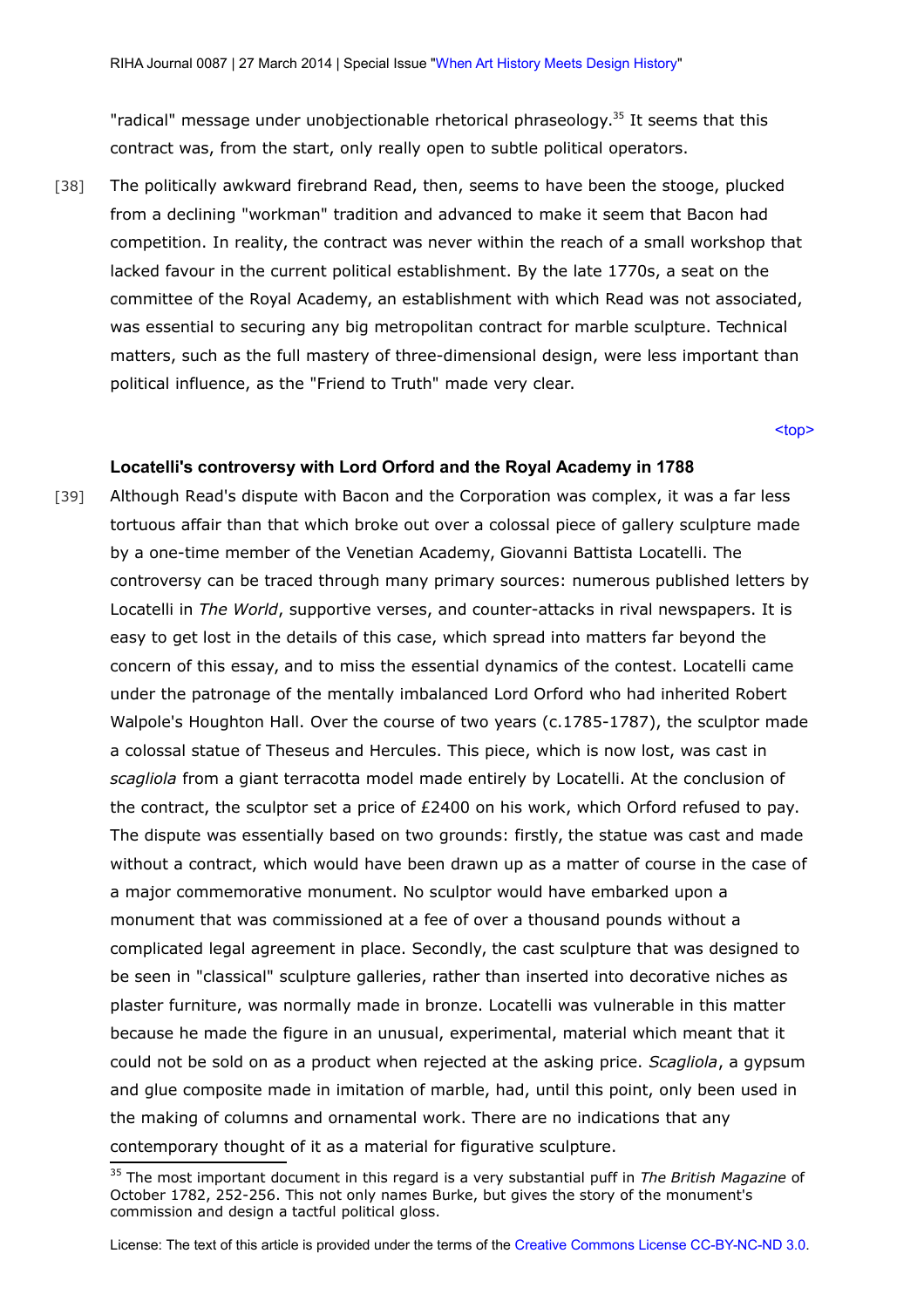"radical" message under unobjectionable rhetorical phraseology.[35] It seems that this contract was, from the start, only really open to subtle political operators.

[38] The politically awkward firebrand Read, then, seems to have been the stooge, plucked from a declining "workman" tradition and advanced to make it seem that Bacon had competition. In reality, the contract was never within the reach of a small workshop that lacked favour in the current political establishment. By the late 1770s, a seat on the committee of the Royal Academy, an establishment with which Read was not associated, was essential to securing any big metropolitan contract for marble sculpture. Technical matters, such as the full mastery of three-dimensional design, were less important than political influence, as the "Friend to Truth" made very clear.

<top>

### Locatelli's controversy with Lord Orford and the Royal Academy in 1788

[39] Although Read's dispute with Bacon and the Corporation was complex, it was a far less tortuous affair than that which broke out over a colossal piece of gallery sculpture made by a one-time member of the Venetian Academy, Giovanni Battista Locatelli. The controversy can be traced through many primary sources: numerous published letters by Locatelli in *The World*, supportive verses, and counter-attacks in rival newspapers. It is easy to get lost in the details of this case, which spread into matters far beyond the concern of this essay, and to miss the essential dynamics of the contest. Locatelli came under the patronage of the mentally imbalanced Lord Orford who had inherited Robert Walpole's Houghton Hall. Over the course of two years (c.1785-1787), the sculptor made a colossal statue of Theseus and Hercules. This piece, which is now lost, was cast in *scagliola* from a giant terracotta model made entirely by Locatelli. At the conclusion of the contract, the sculptor set a price of £2400 on his work, which Orford refused to pay. The dispute was essentially based on two grounds: firstly, the statue was cast and made without a contract, which would have been drawn up as a matter of course in the case of a major commemorative monument. No sculptor would have embarked upon a monument that was commissioned at a fee of over a thousand pounds without a complicated legal agreement in place. Secondly, the cast sculpture that was designed to be seen in "classical" sculpture galleries, rather than inserted into decorative niches as plaster furniture, was normally made in bronze. Locatelli was vulnerable in this matter because he made the figure in an unusual, experimental, material which meant that it could not be sold on as a product when rejected at the asking price. *Scagliola*, a gypsum and glue composite made in imitation of marble, had, until this point, only been used in the making of columns and ornamental work. There are no indications that any contemporary thought of it as a material for figurative sculpture.

[35] The most important document in this regard is a very substantial puff in *The British Magazine* of October 1782, 252-256. This not only names Burke, but gives the story of the monument's commission and design a tactful political gloss.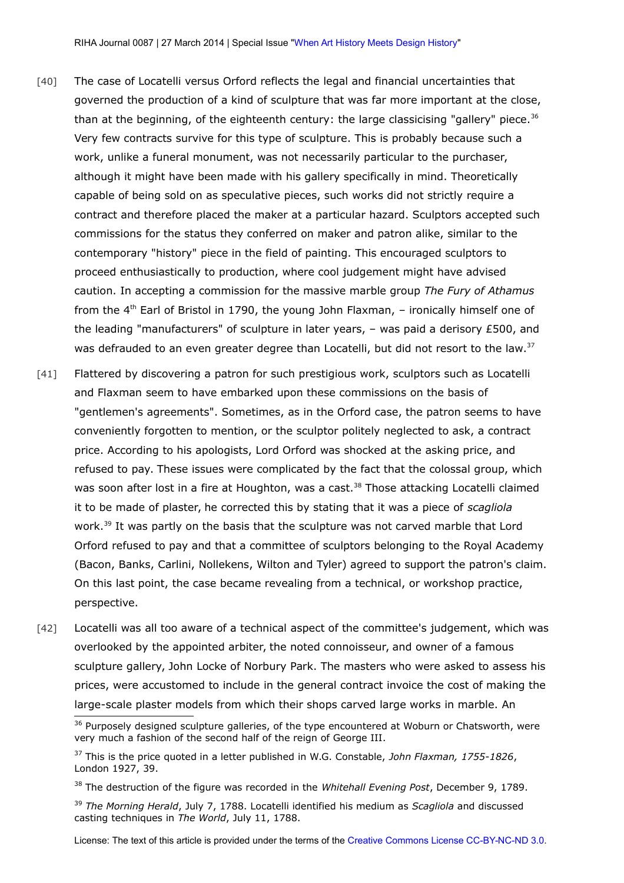[40] The case of Locatelli versus Orford reflects the legal and financial uncertainties that governed the production of a kind of sculpture that was far more important at the close, than at the beginning, of the eighteenth century: the large classicising "gallery" piece.[36] Very few contracts survive for this type of sculpture. This is probably because such a work, unlike a funeral monument, was not necessarily particular to the purchaser, although it might have been made with his gallery specifically in mind. Theoretically capable of being sold on as speculative pieces, such works did not strictly require a contract and therefore placed the maker at a particular hazard. Sculptors accepted such commissions for the status they conferred on maker and patron alike, similar to the contemporary "history" piece in the field of painting. This encouraged sculptors to proceed enthusiastically to production, where cool judgement might have advised caution. In accepting a commission for the massive marble group *The Fury of Athamus* from the 4th Earl of Bristol in 1790, the young John Flaxman, – ironically himself one of the leading "manufacturers" of sculpture in later years, – was paid a derisory £500, and was defrauded to an even greater degree than Locatelli, but did not resort to the law.[37]

[41] Flattered by discovering a patron for such prestigious work, sculptors such as Locatelli and Flaxman seem to have embarked upon these commissions on the basis of "gentlemen's agreements". Sometimes, as in the Orford case, the patron seems to have conveniently forgotten to mention, or the sculptor politely neglected to ask, a contract price. According to his apologists, Lord Orford was shocked at the asking price, and refused to pay. These issues were complicated by the fact that the colossal group, which was soon after lost in a fire at Houghton, was a cast.[38] Those attacking Locatelli claimed it to be made of plaster, he corrected this by stating that it was a piece of *scagliola* work.[39] It was partly on the basis that the sculpture was not carved marble that Lord Orford refused to pay and that a committee of sculptors belonging to the Royal Academy (Bacon, Banks, Carlini, Nollekens, Wilton and Tyler) agreed to support the patron's claim. On this last point, the case became revealing from a technical, or workshop practice, perspective.

[42] Locatelli was all too aware of a technical aspect of the committee's judgement, which was overlooked by the appointed arbiter, the noted connoisseur, and owner of a famous sculpture gallery, John Locke of Norbury Park. The masters who were asked to assess his prices, were accustomed to include in the general contract invoice the cost of making the large-scale plaster models from which their shops carved large works in marble. An

---

[36] Purposely designed sculpture galleries, of the type encountered at Woburn or Chatsworth, were very much a fashion of the second half of the reign of George III.

[37] This is the price quoted in a letter published in W.G. Constable, *John Flaxman, 1755-1826*, London 1927, 39.

[38] The destruction of the figure was recorded in the *Whitehall Evening Post*, December 9, 1789.

[39] *The Morning Herald*, July 7, 1788. Locatelli identified his medium as *Scagliola* and discussed casting techniques in *The World*, July 11, 1788.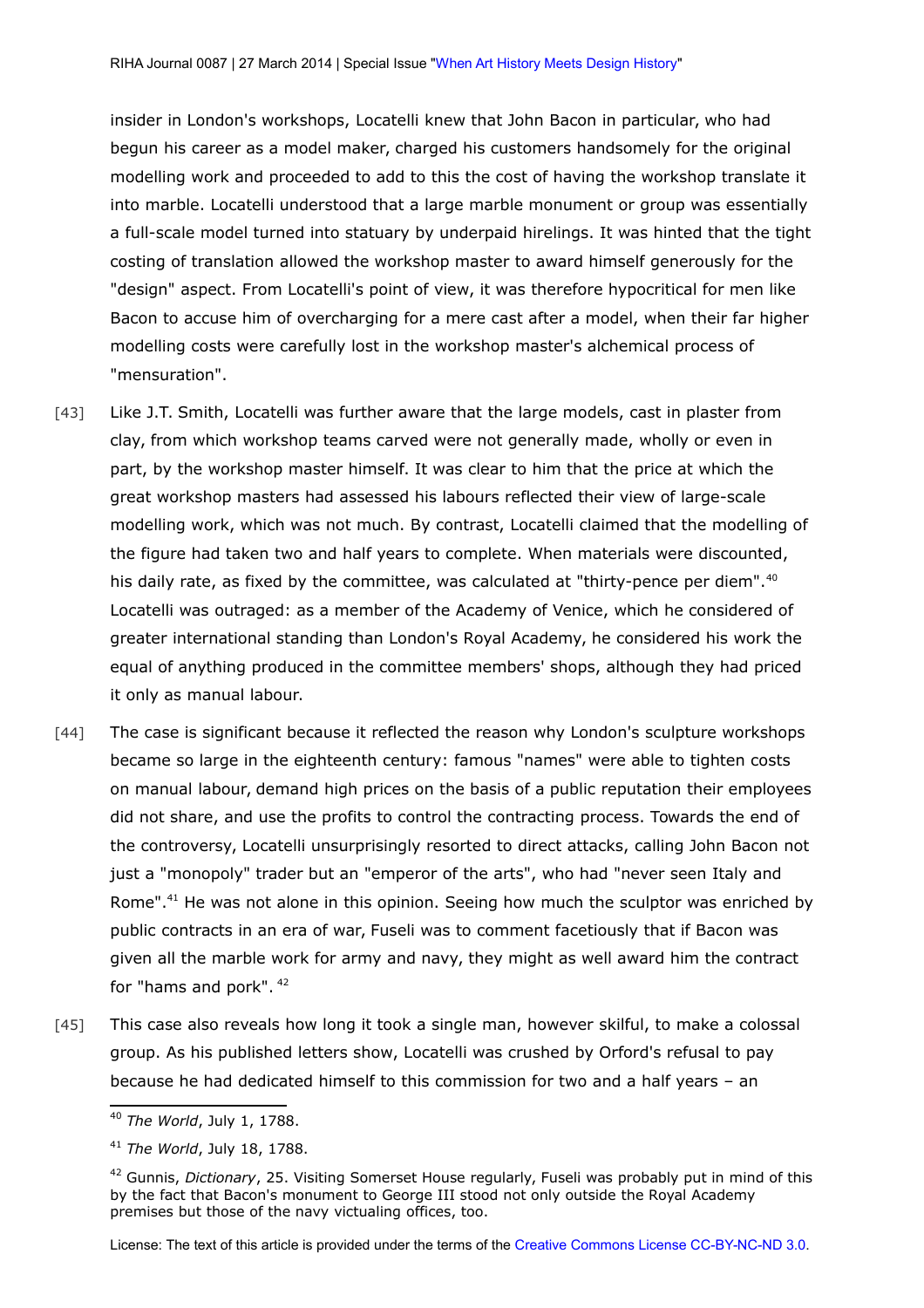insider in London's workshops, Locatelli knew that John Bacon in particular, who had begun his career as a model maker, charged his customers handsomely for the original modelling work and proceeded to add to this the cost of having the workshop translate it into marble. Locatelli understood that a large marble monument or group was essentially a full-scale model turned into statuary by underpaid hirelings. It was hinted that the tight costing of translation allowed the workshop master to award himself generously for the "design" aspect. From Locatelli's point of view, it was therefore hypocritical for men like Bacon to accuse him of overcharging for a mere cast after a model, when their far higher modelling costs were carefully lost in the workshop master's alchemical process of "mensuration".

[43] Like J.T. Smith, Locatelli was further aware that the large models, cast in plaster from clay, from which workshop teams carved were not generally made, wholly or even in part, by the workshop master himself. It was clear to him that the price at which the great workshop masters had assessed his labours reflected their view of large-scale modelling work, which was not much. By contrast, Locatelli claimed that the modelling of the figure had taken two and half years to complete. When materials were discounted, his daily rate, as fixed by the committee, was calculated at "thirty-pence per diem".[40] Locatelli was outraged: as a member of the Academy of Venice, which he considered of greater international standing than London's Royal Academy, he considered his work the equal of anything produced in the committee members' shops, although they had priced it only as manual labour.

[44] The case is significant because it reflected the reason why London's sculpture workshops became so large in the eighteenth century: famous "names" were able to tighten costs on manual labour, demand high prices on the basis of a public reputation their employees did not share, and use the profits to control the contracting process. Towards the end of the controversy, Locatelli unsurprisingly resorted to direct attacks, calling John Bacon not just a "monopoly" trader but an "emperor of the arts", who had "never seen Italy and Rome".[41] He was not alone in this opinion. Seeing how much the sculptor was enriched by public contracts in an era of war, Fuseli was to comment facetiously that if Bacon was given all the marble work for army and navy, they might as well award him the contract for "hams and pork". [42]

[45] This case also reveals how long it took a single man, however skilful, to make a colossal group. As his published letters show, Locatelli was crushed by Orford's refusal to pay because he had dedicated himself to this commission for two and a half years – an

---

[40] *The World*, July 1, 1788.

[41] *The World*, July 18, 1788.

[42] Gunnis, *Dictionary*, 25. Visiting Somerset House regularly, Fuseli was probably put in mind of this by the fact that Bacon's monument to George III stood not only outside the Royal Academy premises but those of the navy victualing offices, too.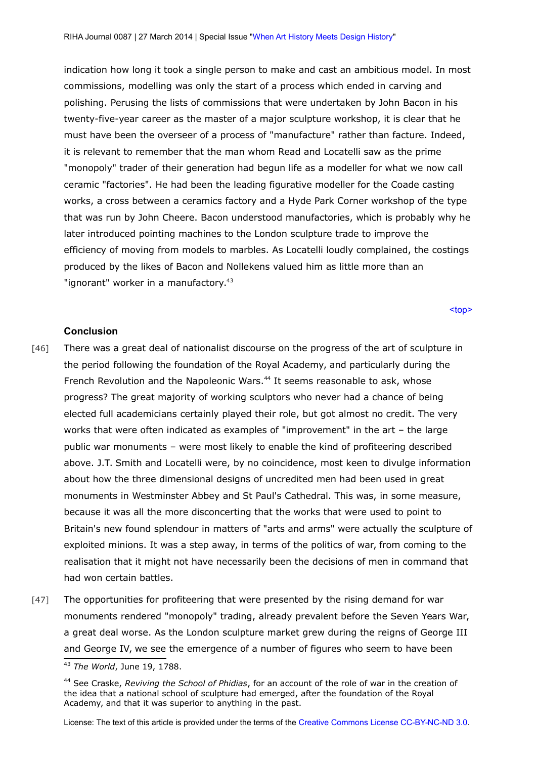indication how long it took a single person to make and cast an ambitious model. In most commissions, modelling was only the start of a process which ended in carving and polishing. Perusing the lists of commissions that were undertaken by John Bacon in his twenty-five-year career as the master of a major sculpture workshop, it is clear that he must have been the overseer of a process of "manufacture" rather than facture. Indeed, it is relevant to remember that the man whom Read and Locatelli saw as the prime "monopoly" trader of their generation had begun life as a modeller for what we now call ceramic "factories". He had been the leading figurative modeller for the Coade casting works, a cross between a ceramics factory and a Hyde Park Corner workshop of the type that was run by John Cheere. Bacon understood manufactories, which is probably why he later introduced pointing machines to the London sculpture trade to improve the efficiency of moving from models to marbles. As Locatelli loudly complained, the costings produced by the likes of Bacon and Nollekens valued him as little more than an "ignorant" worker in a manufactory.[43]

<top>

**Conclusion**

[46] There was a great deal of nationalist discourse on the progress of the art of sculpture in the period following the foundation of the Royal Academy, and particularly during the French Revolution and the Napoleonic Wars.[44] It seems reasonable to ask, whose progress? The great majority of working sculptors who never had a chance of being elected full academicians certainly played their role, but got almost no credit. The very works that were often indicated as examples of "improvement" in the art – the large public war monuments – were most likely to enable the kind of profiteering described above. J.T. Smith and Locatelli were, by no coincidence, most keen to divulge information about how the three dimensional designs of uncredited men had been used in great monuments in Westminster Abbey and St Paul's Cathedral. This was, in some measure, because it was all the more disconcerting that the works that were used to point to Britain's new found splendour in matters of "arts and arms" were actually the sculpture of exploited minions. It was a step away, in terms of the politics of war, from coming to the realisation that it might not have necessarily been the decisions of men in command that had won certain battles.

[47] The opportunities for profiteering that were presented by the rising demand for war monuments rendered "monopoly" trading, already prevalent before the Seven Years War, a great deal worse. As the London sculpture market grew during the reigns of George III and George IV, we see the emergence of a number of figures who seem to have been

[43] *The World*, June 19, 1788.

[44] See Craske, *Reviving the School of Phidias*, for an account of the role of war in the creation of the idea that a national school of sculpture had emerged, after the foundation of the Royal Academy, and that it was superior to anything in the past.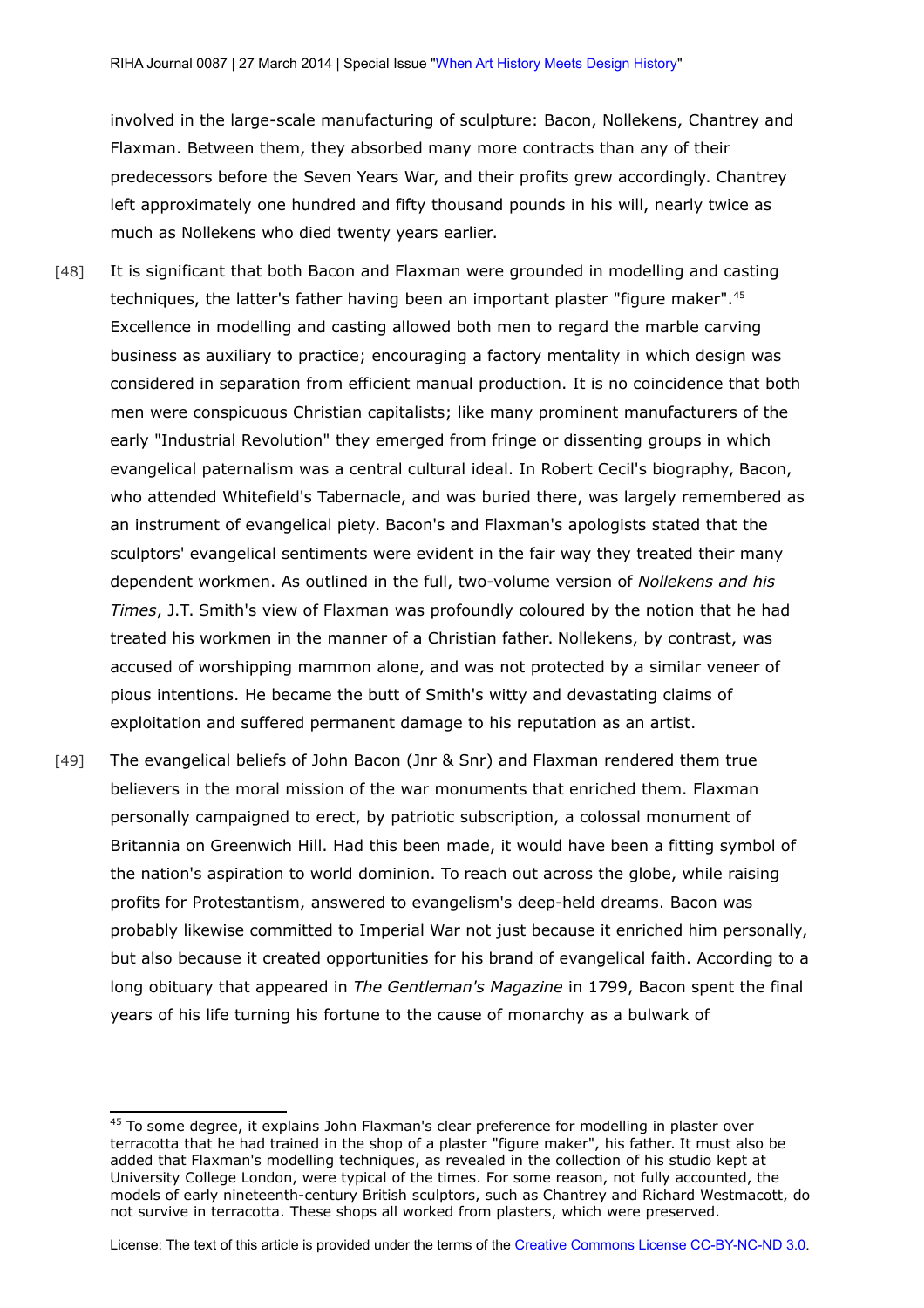involved in the large-scale manufacturing of sculpture: Bacon, Nollekens, Chantrey and Flaxman. Between them, they absorbed many more contracts than any of their predecessors before the Seven Years War, and their profits grew accordingly. Chantrey left approximately one hundred and fifty thousand pounds in his will, nearly twice as much as Nollekens who died twenty years earlier.

[48] It is significant that both Bacon and Flaxman were grounded in modelling and casting techniques, the latter's father having been an important plaster "figure maker".[45] Excellence in modelling and casting allowed both men to regard the marble carving business as auxiliary to practice; encouraging a factory mentality in which design was considered in separation from efficient manual production. It is no coincidence that both men were conspicuous Christian capitalists; like many prominent manufacturers of the early "Industrial Revolution" they emerged from fringe or dissenting groups in which evangelical paternalism was a central cultural ideal. In Robert Cecil's biography, Bacon, who attended Whitefield's Tabernacle, and was buried there, was largely remembered as an instrument of evangelical piety. Bacon's and Flaxman's apologists stated that the sculptors' evangelical sentiments were evident in the fair way they treated their many dependent workmen. As outlined in the full, two-volume version of *Nollekens and his Times*, J.T. Smith's view of Flaxman was profoundly coloured by the notion that he had treated his workmen in the manner of a Christian father. Nollekens, by contrast, was accused of worshipping mammon alone, and was not protected by a similar veneer of pious intentions. He became the butt of Smith's witty and devastating claims of exploitation and suffered permanent damage to his reputation as an artist.

[49] The evangelical beliefs of John Bacon (Jnr & Snr) and Flaxman rendered them true believers in the moral mission of the war monuments that enriched them. Flaxman personally campaigned to erect, by patriotic subscription, a colossal monument of Britannia on Greenwich Hill. Had this been made, it would have been a fitting symbol of the nation's aspiration to world dominion. To reach out across the globe, while raising profits for Protestantism, answered to evangelism's deep-held dreams. Bacon was probably likewise committed to Imperial War not just because it enriched him personally, but also because it created opportunities for his brand of evangelical faith. According to a long obituary that appeared in *The Gentleman's Magazine* in 1799, Bacon spent the final years of his life turning his fortune to the cause of monarchy as a bulwark of

---

[45] To some degree, it explains John Flaxman's clear preference for modelling in plaster over terracotta that he had trained in the shop of a plaster "figure maker", his father. It must also be added that Flaxman's modelling techniques, as revealed in the collection of his studio kept at University College London, were typical of the times. For some reason, not fully accounted, the models of early nineteenth-century British sculptors, such as Chantrey and Richard Westmacott, do not survive in terracotta. These shops all worked from plasters, which were preserved.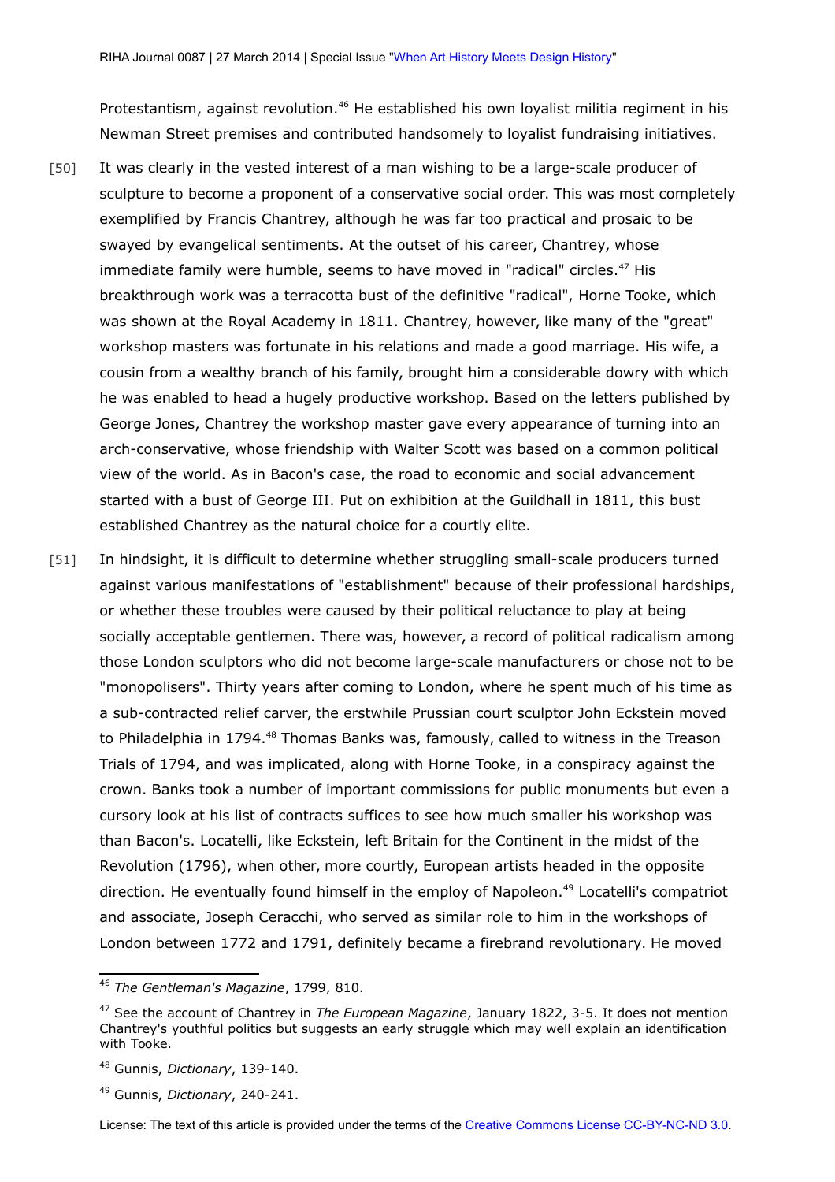Protestantism, against revolution.[46] He established his own loyalist militia regiment in his Newman Street premises and contributed handsomely to loyalist fundraising initiatives.

[50] It was clearly in the vested interest of a man wishing to be a large-scale producer of sculpture to become a proponent of a conservative social order. This was most completely exemplified by Francis Chantrey, although he was far too practical and prosaic to be swayed by evangelical sentiments. At the outset of his career, Chantrey, whose immediate family were humble, seems to have moved in "radical" circles.[47] His breakthrough work was a terracotta bust of the definitive "radical", Horne Tooke, which was shown at the Royal Academy in 1811. Chantrey, however, like many of the "great" workshop masters was fortunate in his relations and made a good marriage. His wife, a cousin from a wealthy branch of his family, brought him a considerable dowry with which he was enabled to head a hugely productive workshop. Based on the letters published by George Jones, Chantrey the workshop master gave every appearance of turning into an arch-conservative, whose friendship with Walter Scott was based on a common political view of the world. As in Bacon's case, the road to economic and social advancement started with a bust of George III. Put on exhibition at the Guildhall in 1811, this bust established Chantrey as the natural choice for a courtly elite.

[51] In hindsight, it is difficult to determine whether struggling small-scale producers turned against various manifestations of "establishment" because of their professional hardships, or whether these troubles were caused by their political reluctance to play at being socially acceptable gentlemen. There was, however, a record of political radicalism among those London sculptors who did not become large-scale manufacturers or chose not to be "monopolisers". Thirty years after coming to London, where he spent much of his time as a sub-contracted relief carver, the erstwhile Prussian court sculptor John Eckstein moved to Philadelphia in 1794.[48] Thomas Banks was, famously, called to witness in the Treason Trials of 1794, and was implicated, along with Horne Tooke, in a conspiracy against the crown. Banks took a number of important commissions for public monuments but even a cursory look at his list of contracts suffices to see how much smaller his workshop was than Bacon's. Locatelli, like Eckstein, left Britain for the Continent in the midst of the Revolution (1796), when other, more courtly, European artists headed in the opposite direction. He eventually found himself in the employ of Napoleon.[49] Locatelli's compatriot and associate, Joseph Ceracchi, who served as similar role to him in the workshops of London between 1772 and 1791, definitely became a firebrand revolutionary. He moved

---

[46] *The Gentleman's Magazine*, 1799, 810.

[47] See the account of Chantrey in *The European Magazine*, January 1822, 3-5. It does not mention Chantrey's youthful politics but suggests an early struggle which may well explain an identification with Tooke.

[48] Gunnis, *Dictionary*, 139-140.

[49] Gunnis, *Dictionary*, 240-241.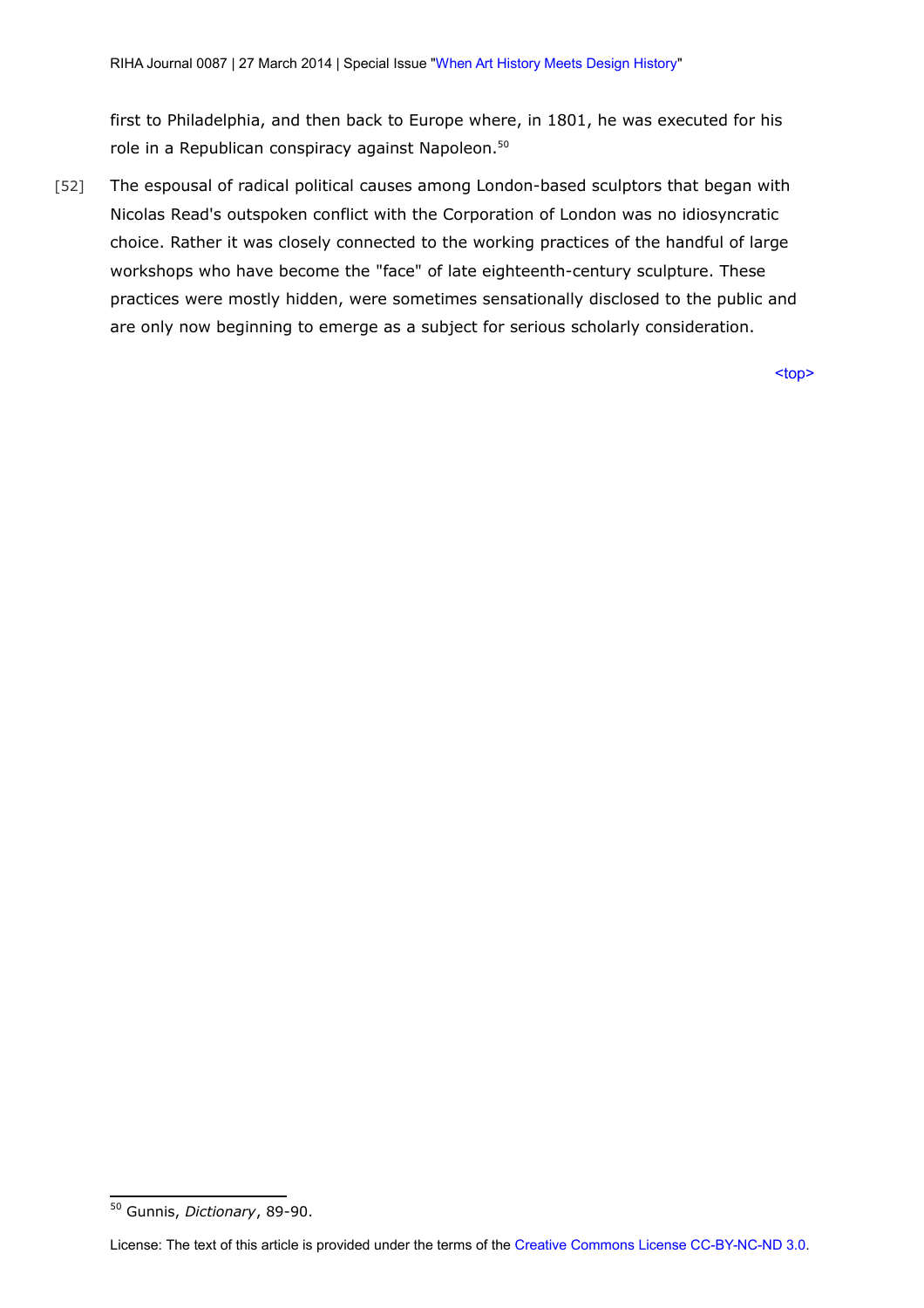first to Philadelphia, and then back to Europe where, in 1801, he was executed for his role in a Republican conspiracy against Napoleon.[50]

[52] The espousal of radical political causes among London-based sculptors that began with Nicolas Read's outspoken conflict with the Corporation of London was no idiosyncratic choice. Rather it was closely connected to the working practices of the handful of large workshops who have become the "face" of late eighteenth-century sculpture. These practices were mostly hidden, were sometimes sensationally disclosed to the public and are only now beginning to emerge as a subject for serious scholarly consideration.

<top>

---

[50] Gunnis, *Dictionary*, 89-90.

License: The text of this article is provided under the terms of the Creative Commons License CC-BY-NC-ND 3.0.